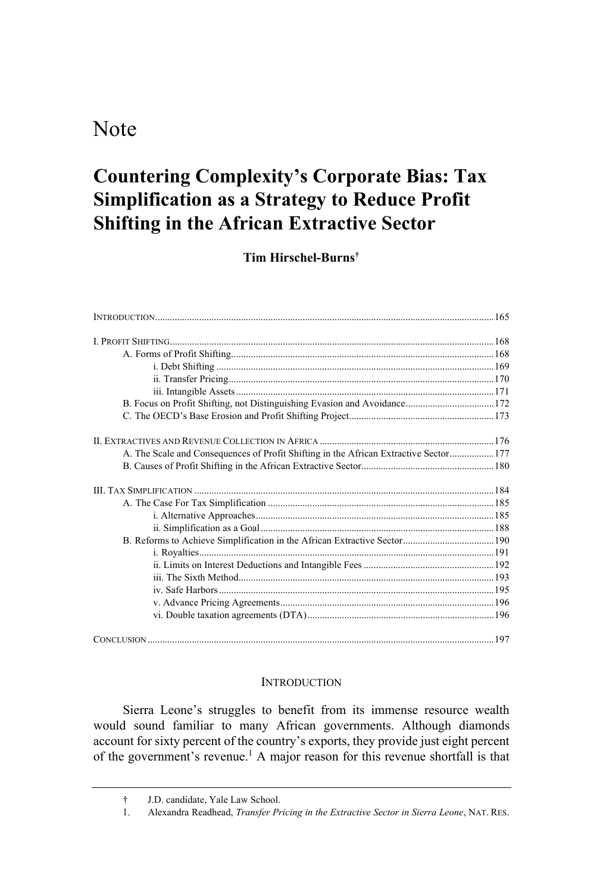# Note

## Countering Complexity's Corporate Bias: Tax Simplification as a Strategy to Reduce Profit Shifting in the African Extractive Sector

**Tim Hirschel-Burns**[†]

INTRODUCTION ........................................................................ 165

I. PROFIT SHIFTING ........................................................................ 168
- A. Forms of Profit Shifting ........................................................................ 168
  - i. Debt Shifting ........................................................................ 169
  - ii. Transfer Pricing ........................................................................ 170
  - iii. Intangible Assets ........................................................................ 171
- B. Focus on Profit Shifting, not Distinguishing Evasion and Avoidance ........................................................................ 172
- C. The OECD's Base Erosion and Profit Shifting Project ........................................................................ 173

II. EXTRACTIVES AND REVENUE COLLECTION IN AFRICA ........................................................................ 176
- A. The Scale and Consequences of Profit Shifting in the African Extractive Sector ........................................................................ 177
- B. Causes of Profit Shifting in the African Extractive Sector ........................................................................ 180

III. TAX SIMPLIFICATION ........................................................................ 184
- A. The Case For Tax Simplification ........................................................................ 185
  - i. Alternative Approaches ........................................................................ 185
  - ii. Simplification as a Goal ........................................................................ 188
- B. Reforms to Achieve Simplification in the African Extractive Sector ........................................................................ 190
  - i. Royalties ........................................................................ 191
  - ii. Limits on Interest Deductions and Intangible Fees ........................................................................ 192
  - iii. The Sixth Method ........................................................................ 193
  - iv. Safe Harbors ........................................................................ 195
  - v. Advance Pricing Agreements ........................................................................ 196
  - vi. Double taxation agreements (DTA) ........................................................................ 196

CONCLUSION ........................................................................ 197

### INTRODUCTION

Sierra Leone's struggles to benefit from its immense resource wealth would sound familiar to many African governments. Although diamonds account for sixty percent of the country's exports, they provide just eight percent of the government's revenue.[1] A major reason for this revenue shortfall is that

---

† J.D. candidate, Yale Law School.

1. Alexandra Readhead, *Transfer Pricing in the Extractive Sector in Sierra Leone*, NAT. RES.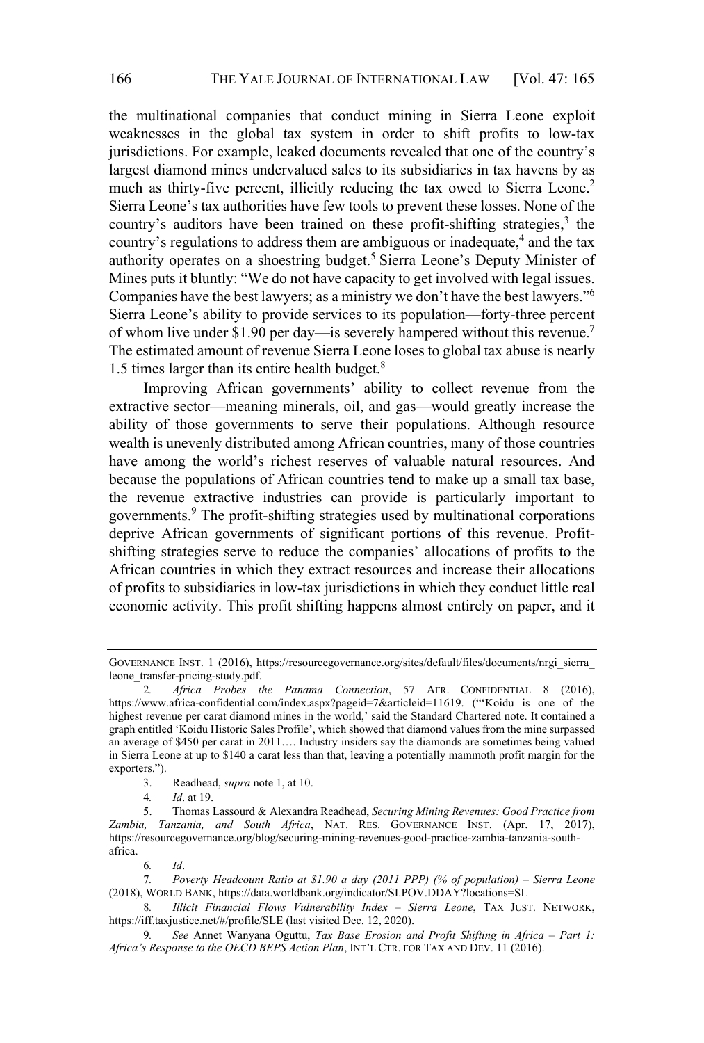the multinational companies that conduct mining in Sierra Leone exploit weaknesses in the global tax system in order to shift profits to low-tax jurisdictions. For example, leaked documents revealed that one of the country's largest diamond mines undervalued sales to its subsidiaries in tax havens by as much as thirty-five percent, illicitly reducing the tax owed to Sierra Leone.[2] Sierra Leone's tax authorities have few tools to prevent these losses. None of the country's auditors have been trained on these profit-shifting strategies,[3] the country's regulations to address them are ambiguous or inadequate,[4] and the tax authority operates on a shoestring budget.[5] Sierra Leone's Deputy Minister of Mines puts it bluntly: "We do not have capacity to get involved with legal issues. Companies have the best lawyers; as a ministry we don't have the best lawyers."[6] Sierra Leone's ability to provide services to its population—forty-three percent of whom live under $1.90 per day—is severely hampered without this revenue.[7] The estimated amount of revenue Sierra Leone loses to global tax abuse is nearly 1.5 times larger than its entire health budget.[8]

Improving African governments' ability to collect revenue from the extractive sector—meaning minerals, oil, and gas—would greatly increase the ability of those governments to serve their populations. Although resource wealth is unevenly distributed among African countries, many of those countries have among the world's richest reserves of valuable natural resources. And because the populations of African countries tend to make up a small tax base, the revenue extractive industries can provide is particularly important to governments.[9] The profit-shifting strategies used by multinational corporations deprive African governments of significant portions of this revenue. Profit-shifting strategies serve to reduce the companies' allocations of profits to the African countries in which they extract resources and increase their allocations of profits to subsidiaries in low-tax jurisdictions in which they conduct little real economic activity. This profit shifting happens almost entirely on paper, and it

---

GOVERNANCE INST. 1 (2016), https://resourcegovernance.org/sites/default/files/documents/nrgi_sierra_leone_transfer-pricing-study.pdf.

2. *Africa Probes the Panama Connection*, 57 AFR. CONFIDENTIAL 8 (2016), https://www.africa-confidential.com/index.aspx?pageid=7&articleid=11619. ("'Koidu is one of the highest revenue per carat diamond mines in the world,' said the Standard Chartered note. It contained a graph entitled 'Koidu Historic Sales Profile', which showed that diamond values from the mine surpassed an average of $450 per carat in 2011…. Industry insiders say the diamonds are sometimes being valued in Sierra Leone at up to $140 a carat less than that, leaving a potentially mammoth profit margin for the exporters.").

3. Readhead, *supra* note 1, at 10.

4. *Id*. at 19.

5. Thomas Lassourd & Alexandra Readhead, *Securing Mining Revenues: Good Practice from Zambia, Tanzania, and South Africa*, NAT. RES. GOVERNANCE INST. (Apr. 17, 2017), https://resourcegovernance.org/blog/securing-mining-revenues-good-practice-zambia-tanzania-south-africa.

6. *Id*.

7. *Poverty Headcount Ratio at $1.90 a day (2011 PPP) (% of population) – Sierra Leone* (2018), WORLD BANK, https://data.worldbank.org/indicator/SI.POV.DDAY?locations=SL

8. *Illicit Financial Flows Vulnerability Index – Sierra Leone*, TAX JUST. NETWORK, https://iff.taxjustice.net/#/profile/SLE (last visited Dec. 12, 2020).

9. *See* Annet Wanyana Oguttu, *Tax Base Erosion and Profit Shifting in Africa – Part 1: Africa's Response to the OECD BEPS Action Plan*, INT'L CTR. FOR TAX AND DEV. 11 (2016).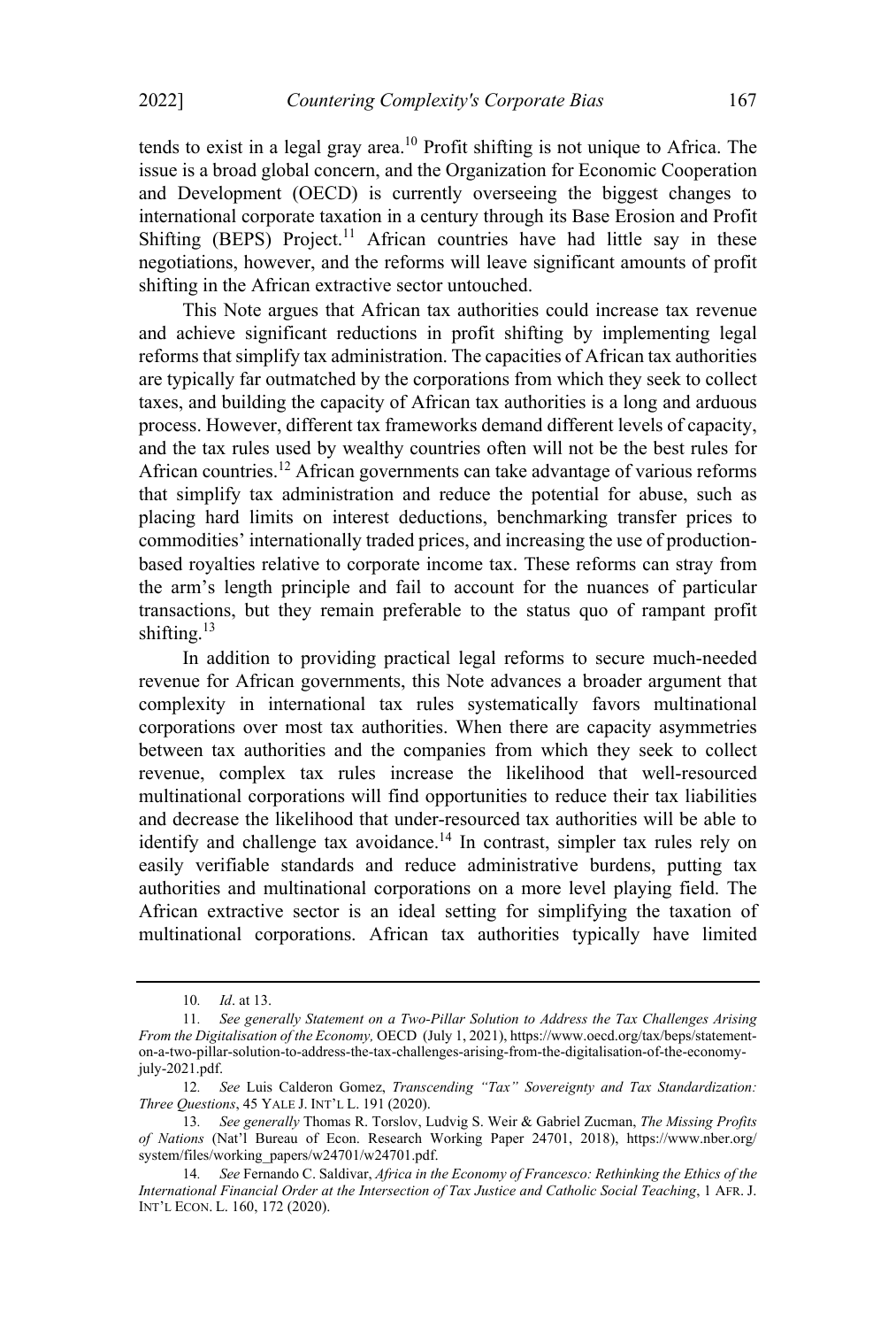tends to exist in a legal gray area.[10] Profit shifting is not unique to Africa. The issue is a broad global concern, and the Organization for Economic Cooperation and Development (OECD) is currently overseeing the biggest changes to international corporate taxation in a century through its Base Erosion and Profit Shifting (BEPS) Project.[11] African countries have had little say in these negotiations, however, and the reforms will leave significant amounts of profit shifting in the African extractive sector untouched.

This Note argues that African tax authorities could increase tax revenue and achieve significant reductions in profit shifting by implementing legal reforms that simplify tax administration. The capacities of African tax authorities are typically far outmatched by the corporations from which they seek to collect taxes, and building the capacity of African tax authorities is a long and arduous process. However, different tax frameworks demand different levels of capacity, and the tax rules used by wealthy countries often will not be the best rules for African countries.[12] African governments can take advantage of various reforms that simplify tax administration and reduce the potential for abuse, such as placing hard limits on interest deductions, benchmarking transfer prices to commodities' internationally traded prices, and increasing the use of production-based royalties relative to corporate income tax. These reforms can stray from the arm's length principle and fail to account for the nuances of particular transactions, but they remain preferable to the status quo of rampant profit shifting.[13]

In addition to providing practical legal reforms to secure much-needed revenue for African governments, this Note advances a broader argument that complexity in international tax rules systematically favors multinational corporations over most tax authorities. When there are capacity asymmetries between tax authorities and the companies from which they seek to collect revenue, complex tax rules increase the likelihood that well-resourced multinational corporations will find opportunities to reduce their tax liabilities and decrease the likelihood that under-resourced tax authorities will be able to identify and challenge tax avoidance.[14] In contrast, simpler tax rules rely on easily verifiable standards and reduce administrative burdens, putting tax authorities and multinational corporations on a more level playing field. The African extractive sector is an ideal setting for simplifying the taxation of multinational corporations. African tax authorities typically have limited

---

10. *Id*. at 13.

11. *See generally Statement on a Two-Pillar Solution to Address the Tax Challenges Arising From the Digitalisation of the Economy,* OECD (July 1, 2021), https://www.oecd.org/tax/beps/statement-on-a-two-pillar-solution-to-address-the-tax-challenges-arising-from-the-digitalisation-of-the-economy-july-2021.pdf.

12. *See* Luis Calderon Gomez, *Transcending "Tax" Sovereignty and Tax Standardization: Three Questions*, 45 YALE J. INT'L L. 191 (2020).

13. *See generally* Thomas R. Torslov, Ludvig S. Weir & Gabriel Zucman, *The Missing Profits of Nations* (Nat'l Bureau of Econ. Research Working Paper 24701, 2018), https://www.nber.org/system/files/working_papers/w24701/w24701.pdf.

14. *See* Fernando C. Saldivar, *Africa in the Economy of Francesco: Rethinking the Ethics of the International Financial Order at the Intersection of Tax Justice and Catholic Social Teaching*, 1 AFR. J. INT'L ECON. L. 160, 172 (2020).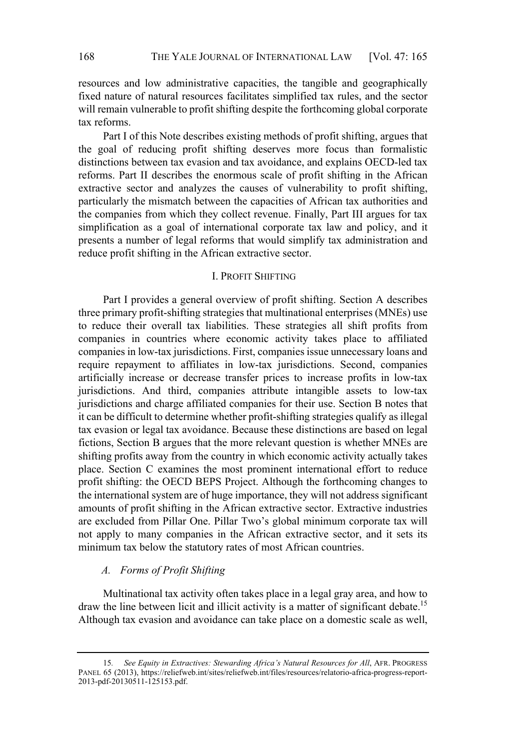resources and low administrative capacities, the tangible and geographically fixed nature of natural resources facilitates simplified tax rules, and the sector will remain vulnerable to profit shifting despite the forthcoming global corporate tax reforms.

Part I of this Note describes existing methods of profit shifting, argues that the goal of reducing profit shifting deserves more focus than formalistic distinctions between tax evasion and tax avoidance, and explains OECD-led tax reforms. Part II describes the enormous scale of profit shifting in the African extractive sector and analyzes the causes of vulnerability to profit shifting, particularly the mismatch between the capacities of African tax authorities and the companies from which they collect revenue. Finally, Part III argues for tax simplification as a goal of international corporate tax law and policy, and it presents a number of legal reforms that would simplify tax administration and reduce profit shifting in the African extractive sector.

## I. Profit Shifting

Part I provides a general overview of profit shifting. Section A describes three primary profit-shifting strategies that multinational enterprises (MNEs) use to reduce their overall tax liabilities. These strategies all shift profits from companies in countries where economic activity takes place to affiliated companies in low-tax jurisdictions. First, companies issue unnecessary loans and require repayment to affiliates in low-tax jurisdictions. Second, companies artificially increase or decrease transfer prices to increase profits in low-tax jurisdictions. And third, companies attribute intangible assets to low-tax jurisdictions and charge affiliated companies for their use. Section B notes that it can be difficult to determine whether profit-shifting strategies qualify as illegal tax evasion or legal tax avoidance. Because these distinctions are based on legal fictions, Section B argues that the more relevant question is whether MNEs are shifting profits away from the country in which economic activity actually takes place. Section C examines the most prominent international effort to reduce profit shifting: the OECD BEPS Project. Although the forthcoming changes to the international system are of huge importance, they will not address significant amounts of profit shifting in the African extractive sector. Extractive industries are excluded from Pillar One. Pillar Two's global minimum corporate tax will not apply to many companies in the African extractive sector, and it sets its minimum tax below the statutory rates of most African countries.

### A. *Forms of Profit Shifting*

Multinational tax activity often takes place in a legal gray area, and how to draw the line between licit and illicit activity is a matter of significant debate.[15] Although tax evasion and avoidance can take place on a domestic scale as well,

---

15. *See Equity in Extractives: Stewarding Africa's Natural Resources for All*, AFR. PROGRESS PANEL 65 (2013), https://reliefweb.int/sites/reliefweb.int/files/resources/relatorio-africa-progress-report-2013-pdf-20130511-125153.pdf.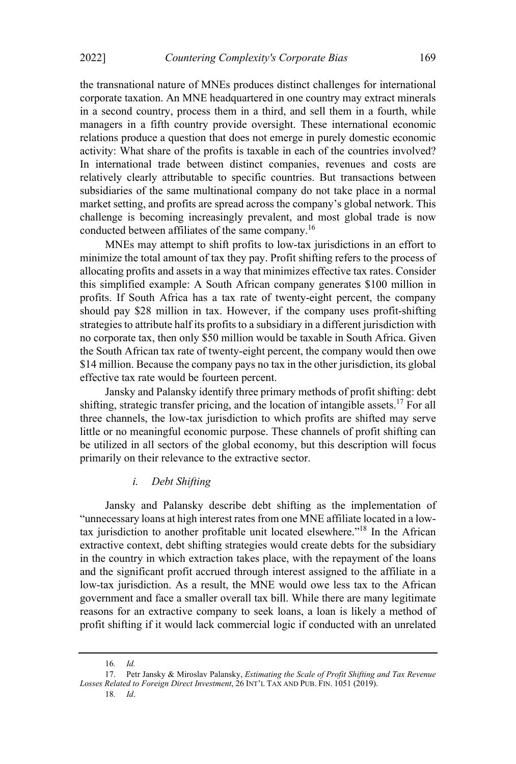the transnational nature of MNEs produces distinct challenges for international corporate taxation. An MNE headquartered in one country may extract minerals in a second country, process them in a third, and sell them in a fourth, while managers in a fifth country provide oversight. These international economic relations produce a question that does not emerge in purely domestic economic activity: What share of the profits is taxable in each of the countries involved? In international trade between distinct companies, revenues and costs are relatively clearly attributable to specific countries. But transactions between subsidiaries of the same multinational company do not take place in a normal market setting, and profits are spread across the company's global network. This challenge is becoming increasingly prevalent, and most global trade is now conducted between affiliates of the same company.[16]

MNEs may attempt to shift profits to low-tax jurisdictions in an effort to minimize the total amount of tax they pay. Profit shifting refers to the process of allocating profits and assets in a way that minimizes effective tax rates. Consider this simplified example: A South African company generates $100 million in profits. If South Africa has a tax rate of twenty-eight percent, the company should pay $28 million in tax. However, if the company uses profit-shifting strategies to attribute half its profits to a subsidiary in a different jurisdiction with no corporate tax, then only $50 million would be taxable in South Africa. Given the South African tax rate of twenty-eight percent, the company would then owe $14 million. Because the company pays no tax in the other jurisdiction, its global effective tax rate would be fourteen percent.

Jansky and Palansky identify three primary methods of profit shifting: debt shifting, strategic transfer pricing, and the location of intangible assets.[17] For all three channels, the low-tax jurisdiction to which profits are shifted may serve little or no meaningful economic purpose. These channels of profit shifting can be utilized in all sectors of the global economy, but this description will focus primarily on their relevance to the extractive sector.

#### *i. Debt Shifting*

Jansky and Palansky describe debt shifting as the implementation of "unnecessary loans at high interest rates from one MNE affiliate located in a low-tax jurisdiction to another profitable unit located elsewhere."[18] In the African extractive context, debt shifting strategies would create debts for the subsidiary in the country in which extraction takes place, with the repayment of the loans and the significant profit accrued through interest assigned to the affiliate in a low-tax jurisdiction. As a result, the MNE would owe less tax to the African government and face a smaller overall tax bill. While there are many legitimate reasons for an extractive company to seek loans, a loan is likely a method of profit shifting if it would lack commercial logic if conducted with an unrelated

---

16. *Id.*

17. Petr Jansky & Miroslav Palansky, *Estimating the Scale of Profit Shifting and Tax Revenue Losses Related to Foreign Direct Investment*, 26 INT'L TAX AND PUB. FIN. 1051 (2019).

18. *Id*.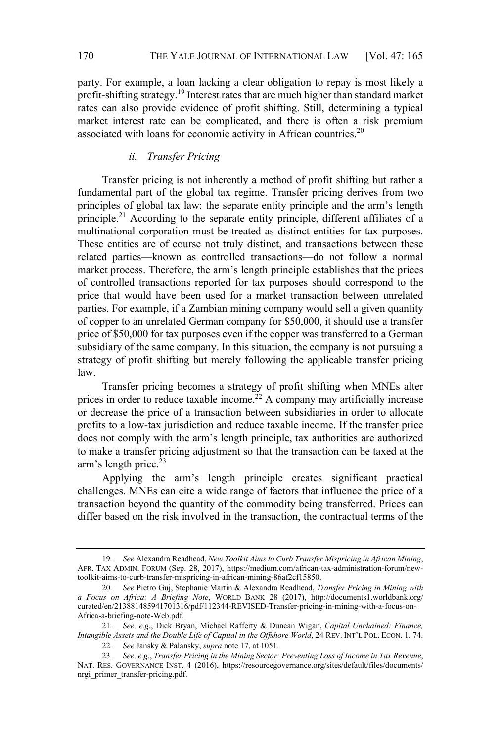party. For example, a loan lacking a clear obligation to repay is most likely a profit-shifting strategy.[19] Interest rates that are much higher than standard market rates can also provide evidence of profit shifting. Still, determining a typical market interest rate can be complicated, and there is often a risk premium associated with loans for economic activity in African countries.[20]

#### *ii. Transfer Pricing*

Transfer pricing is not inherently a method of profit shifting but rather a fundamental part of the global tax regime. Transfer pricing derives from two principles of global tax law: the separate entity principle and the arm's length principle.[21] According to the separate entity principle, different affiliates of a multinational corporation must be treated as distinct entities for tax purposes. These entities are of course not truly distinct, and transactions between these related parties—known as controlled transactions—do not follow a normal market process. Therefore, the arm's length principle establishes that the prices of controlled transactions reported for tax purposes should correspond to the price that would have been used for a market transaction between unrelated parties. For example, if a Zambian mining company would sell a given quantity of copper to an unrelated German company for $50,000, it should use a transfer price of $50,000 for tax purposes even if the copper was transferred to a German subsidiary of the same company. In this situation, the company is not pursuing a strategy of profit shifting but merely following the applicable transfer pricing law.

Transfer pricing becomes a strategy of profit shifting when MNEs alter prices in order to reduce taxable income.[22] A company may artificially increase or decrease the price of a transaction between subsidiaries in order to allocate profits to a low-tax jurisdiction and reduce taxable income. If the transfer price does not comply with the arm's length principle, tax authorities are authorized to make a transfer pricing adjustment so that the transaction can be taxed at the arm's length price.[23]

Applying the arm's length principle creates significant practical challenges. MNEs can cite a wide range of factors that influence the price of a transaction beyond the quantity of the commodity being transferred. Prices can differ based on the risk involved in the transaction, the contractual terms of the

---

19. *See* Alexandra Readhead, *New Toolkit Aims to Curb Transfer Mispricing in African Mining*, AFR. TAX ADMIN. FORUM (Sep. 28, 2017), https://medium.com/african-tax-administration-forum/new-toolkit-aims-to-curb-transfer-mispricing-in-african-mining-86af2cf15850.

20. *See* Pietro Guj, Stephanie Martin & Alexandra Readhead, *Transfer Pricing in Mining with a Focus on Africa: A Briefing Note*, WORLD BANK 28 (2017), http://documents1.worldbank.org/curated/en/213881485941701316/pdf/112344-REVISED-Transfer-pricing-in-mining-with-a-focus-on-Africa-a-briefing-note-Web.pdf.

21. *See, e.g.*, Dick Bryan, Michael Rafferty & Duncan Wigan, *Capital Unchained: Finance, Intangible Assets and the Double Life of Capital in the Offshore World*, 24 REV. INT'L POL. ECON. 1, 74.

22. *See* Jansky & Palansky, *supra* note 17, at 1051.

23. *See, e.g.*, *Transfer Pricing in the Mining Sector: Preventing Loss of Income in Tax Revenue*, NAT. RES. GOVERNANCE INST. 4 (2016), https://resourcegovernance.org/sites/default/files/documents/nrgi_primer_transfer-pricing.pdf.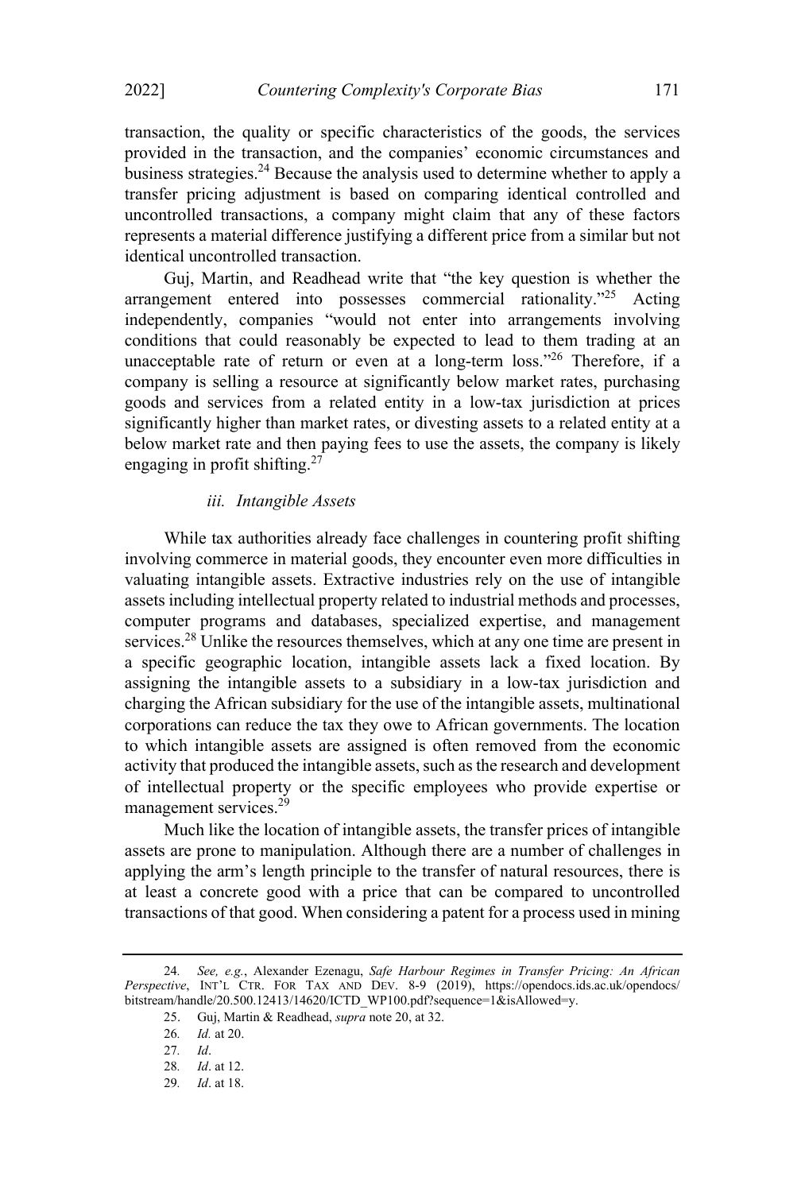transaction, the quality or specific characteristics of the goods, the services provided in the transaction, and the companies' economic circumstances and business strategies.[24] Because the analysis used to determine whether to apply a transfer pricing adjustment is based on comparing identical controlled and uncontrolled transactions, a company might claim that any of these factors represents a material difference justifying a different price from a similar but not identical uncontrolled transaction.

Guj, Martin, and Readhead write that "the key question is whether the arrangement entered into possesses commercial rationality."[25] Acting independently, companies "would not enter into arrangements involving conditions that could reasonably be expected to lead to them trading at an unacceptable rate of return or even at a long-term loss."[26] Therefore, if a company is selling a resource at significantly below market rates, purchasing goods and services from a related entity in a low-tax jurisdiction at prices significantly higher than market rates, or divesting assets to a related entity at a below market rate and then paying fees to use the assets, the company is likely engaging in profit shifting.[27]

#### *iii. Intangible Assets*

While tax authorities already face challenges in countering profit shifting involving commerce in material goods, they encounter even more difficulties in valuating intangible assets. Extractive industries rely on the use of intangible assets including intellectual property related to industrial methods and processes, computer programs and databases, specialized expertise, and management services.[28] Unlike the resources themselves, which at any one time are present in a specific geographic location, intangible assets lack a fixed location. By assigning the intangible assets to a subsidiary in a low-tax jurisdiction and charging the African subsidiary for the use of the intangible assets, multinational corporations can reduce the tax they owe to African governments. The location to which intangible assets are assigned is often removed from the economic activity that produced the intangible assets, such as the research and development of intellectual property or the specific employees who provide expertise or management services.[29]

Much like the location of intangible assets, the transfer prices of intangible assets are prone to manipulation. Although there are a number of challenges in applying the arm's length principle to the transfer of natural resources, there is at least a concrete good with a price that can be compared to uncontrolled transactions of that good. When considering a patent for a process used in mining

---

24. *See, e.g.*, Alexander Ezenagu, *Safe Harbour Regimes in Transfer Pricing: An African Perspective*, INT'L CTR. FOR TAX AND DEV. 8-9 (2019), https://opendocs.ids.ac.uk/opendocs/bitstream/handle/20.500.12413/14620/ICTD_WP100.pdf?sequence=1&isAllowed=y.

25. Guj, Martin & Readhead, *supra* note 20, at 32.

26. *Id.* at 20.

27. *Id*.

28. *Id*. at 12.

29. *Id*. at 18.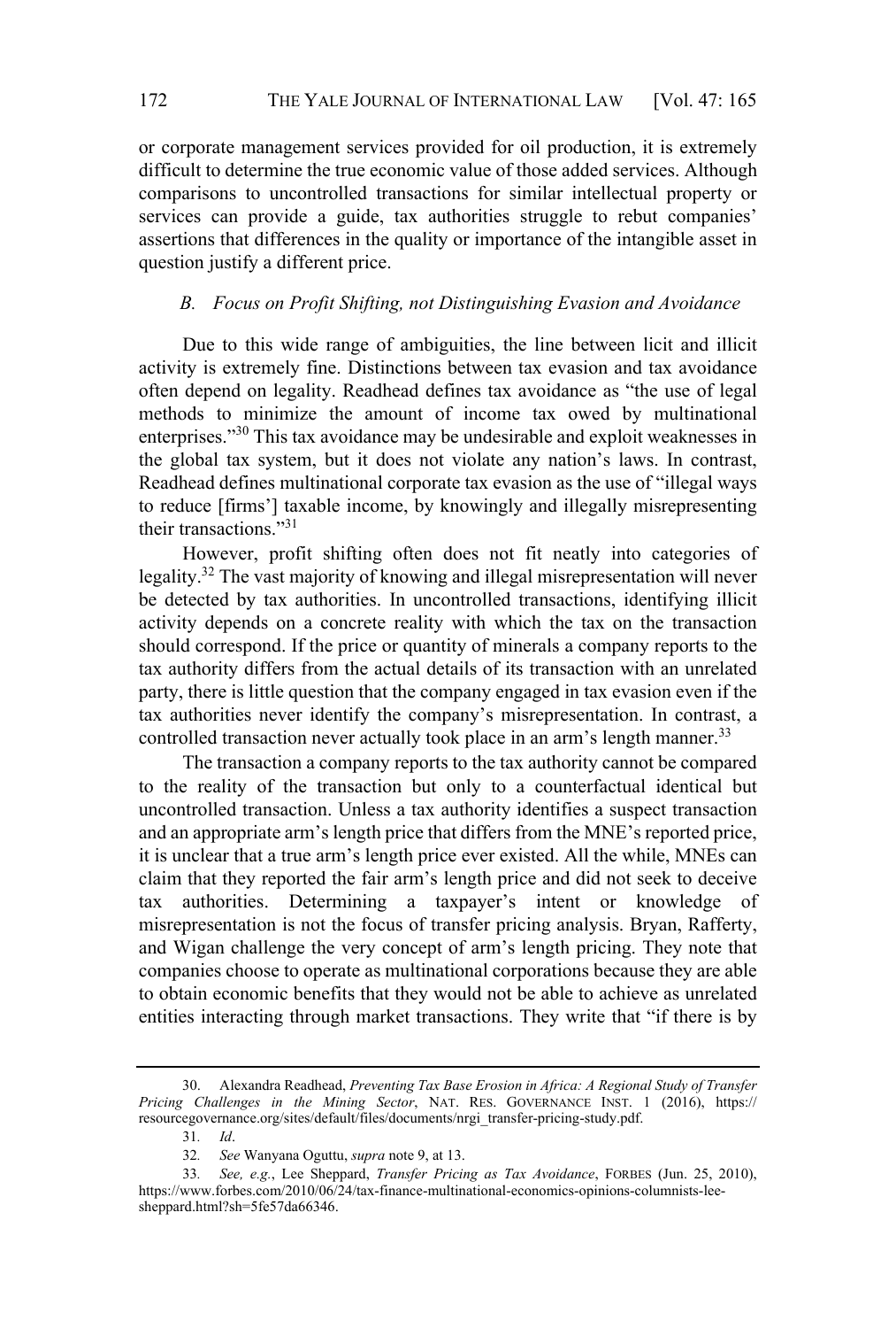or corporate management services provided for oil production, it is extremely difficult to determine the true economic value of those added services. Although comparisons to uncontrolled transactions for similar intellectual property or services can provide a guide, tax authorities struggle to rebut companies' assertions that differences in the quality or importance of the intangible asset in question justify a different price.

### *B. Focus on Profit Shifting, not Distinguishing Evasion and Avoidance*

Due to this wide range of ambiguities, the line between licit and illicit activity is extremely fine. Distinctions between tax evasion and tax avoidance often depend on legality. Readhead defines tax avoidance as "the use of legal methods to minimize the amount of income tax owed by multinational enterprises."[30] This tax avoidance may be undesirable and exploit weaknesses in the global tax system, but it does not violate any nation's laws. In contrast, Readhead defines multinational corporate tax evasion as the use of "illegal ways to reduce [firms'] taxable income, by knowingly and illegally misrepresenting their transactions."[31]

However, profit shifting often does not fit neatly into categories of legality.[32] The vast majority of knowing and illegal misrepresentation will never be detected by tax authorities. In uncontrolled transactions, identifying illicit activity depends on a concrete reality with which the tax on the transaction should correspond. If the price or quantity of minerals a company reports to the tax authority differs from the actual details of its transaction with an unrelated party, there is little question that the company engaged in tax evasion even if the tax authorities never identify the company's misrepresentation. In contrast, a controlled transaction never actually took place in an arm's length manner.[33]

The transaction a company reports to the tax authority cannot be compared to the reality of the transaction but only to a counterfactual identical but uncontrolled transaction. Unless a tax authority identifies a suspect transaction and an appropriate arm's length price that differs from the MNE's reported price, it is unclear that a true arm's length price ever existed. All the while, MNEs can claim that they reported the fair arm's length price and did not seek to deceive tax authorities. Determining a taxpayer's intent or knowledge of misrepresentation is not the focus of transfer pricing analysis. Bryan, Rafferty, and Wigan challenge the very concept of arm's length pricing. They note that companies choose to operate as multinational corporations because they are able to obtain economic benefits that they would not be able to achieve as unrelated entities interacting through market transactions. They write that "if there is by

---

30. Alexandra Readhead, *Preventing Tax Base Erosion in Africa: A Regional Study of Transfer Pricing Challenges in the Mining Sector*, NAT. RES. GOVERNANCE INST. 1 (2016), https://resourcegovernance.org/sites/default/files/documents/nrgi_transfer-pricing-study.pdf.

31. *Id*.

32. *See* Wanyana Oguttu, *supra* note 9, at 13.

33. *See, e.g.*, Lee Sheppard, *Transfer Pricing as Tax Avoidance*, FORBES (Jun. 25, 2010), https://www.forbes.com/2010/06/24/tax-finance-multinational-economics-opinions-columnists-lee-sheppard.html?sh=5fe57da66346.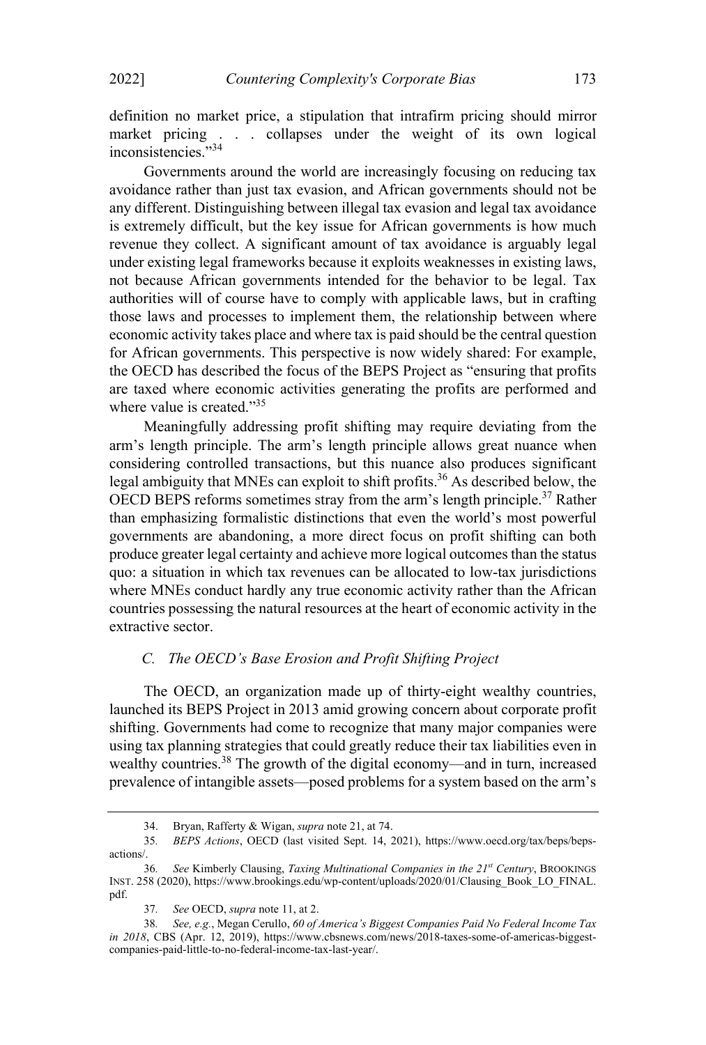definition no market price, a stipulation that intrafirm pricing should mirror market pricing . . . collapses under the weight of its own logical inconsistencies."[34]

Governments around the world are increasingly focusing on reducing tax avoidance rather than just tax evasion, and African governments should not be any different. Distinguishing between illegal tax evasion and legal tax avoidance is extremely difficult, but the key issue for African governments is how much revenue they collect. A significant amount of tax avoidance is arguably legal under existing legal frameworks because it exploits weaknesses in existing laws, not because African governments intended for the behavior to be legal. Tax authorities will of course have to comply with applicable laws, but in crafting those laws and processes to implement them, the relationship between where economic activity takes place and where tax is paid should be the central question for African governments. This perspective is now widely shared: For example, the OECD has described the focus of the BEPS Project as "ensuring that profits are taxed where economic activities generating the profits are performed and where value is created."[35]

Meaningfully addressing profit shifting may require deviating from the arm's length principle. The arm's length principle allows great nuance when considering controlled transactions, but this nuance also produces significant legal ambiguity that MNEs can exploit to shift profits.[36] As described below, the OECD BEPS reforms sometimes stray from the arm's length principle.[37] Rather than emphasizing formalistic distinctions that even the world's most powerful governments are abandoning, a more direct focus on profit shifting can both produce greater legal certainty and achieve more logical outcomes than the status quo: a situation in which tax revenues can be allocated to low-tax jurisdictions where MNEs conduct hardly any true economic activity rather than the African countries possessing the natural resources at the heart of economic activity in the extractive sector.

### *C. The OECD's Base Erosion and Profit Shifting Project*

The OECD, an organization made up of thirty-eight wealthy countries, launched its BEPS Project in 2013 amid growing concern about corporate profit shifting. Governments had come to recognize that many major companies were using tax planning strategies that could greatly reduce their tax liabilities even in wealthy countries.[38] The growth of the digital economy—and in turn, increased prevalence of intangible assets—posed problems for a system based on the arm's

---

34. Bryan, Rafferty & Wigan, *supra* note 21, at 74.

35. *BEPS Actions*, OECD (last visited Sept. 14, 2021), https://www.oecd.org/tax/beps/beps-actions/.

36. *See* Kimberly Clausing, *Taxing Multinational Companies in the 21st Century*, BROOKINGS INST. 258 (2020), https://www.brookings.edu/wp-content/uploads/2020/01/Clausing_Book_LO_FINAL.pdf.

37. *See* OECD, *supra* note 11, at 2.

38. *See, e.g.*, Megan Cerullo, *60 of America's Biggest Companies Paid No Federal Income Tax in 2018*, CBS (Apr. 12, 2019), https://www.cbsnews.com/news/2018-taxes-some-of-americas-biggest-companies-paid-little-to-no-federal-income-tax-last-year/.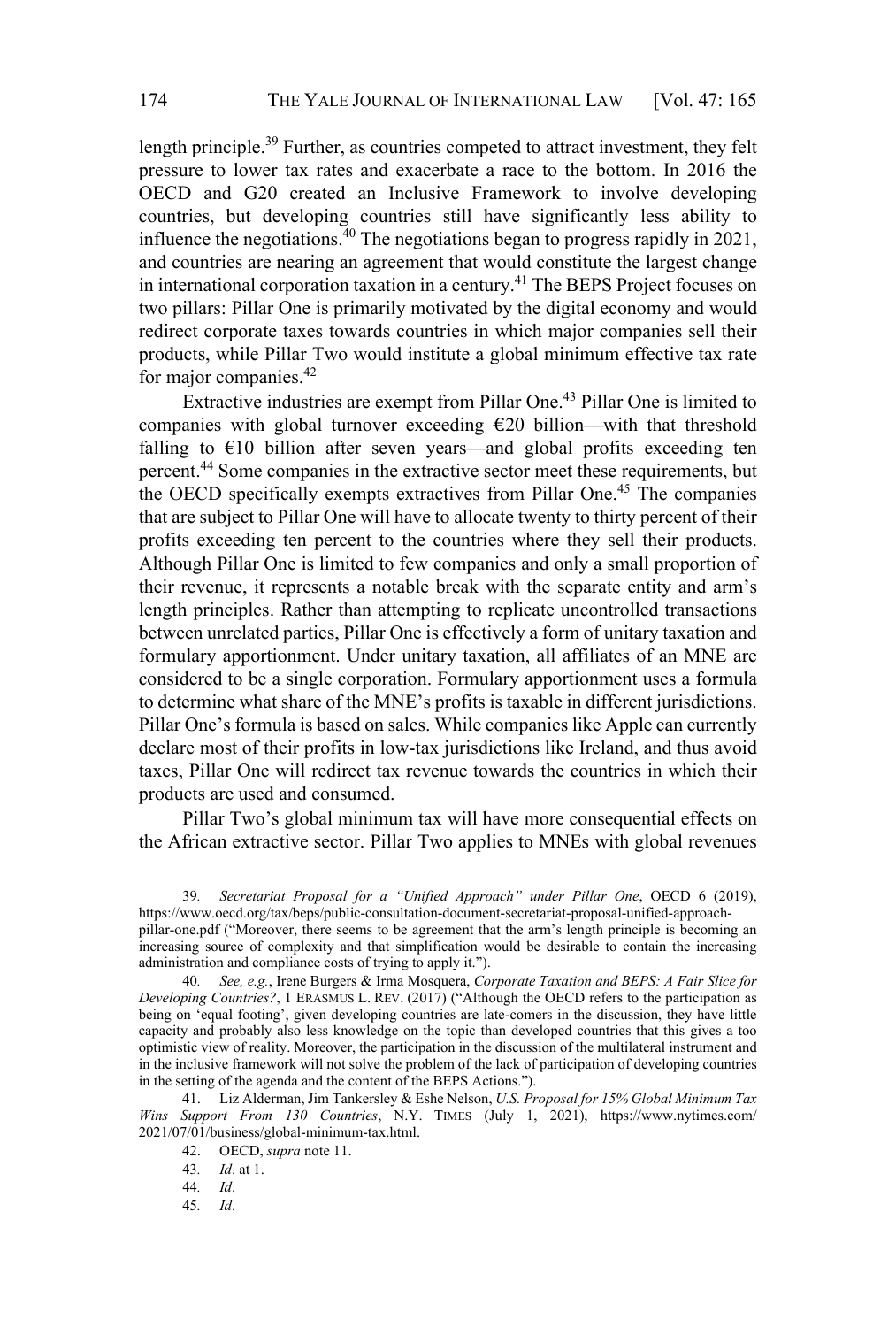length principle.[39] Further, as countries competed to attract investment, they felt pressure to lower tax rates and exacerbate a race to the bottom. In 2016 the OECD and G20 created an Inclusive Framework to involve developing countries, but developing countries still have significantly less ability to influence the negotiations.[40] The negotiations began to progress rapidly in 2021, and countries are nearing an agreement that would constitute the largest change in international corporation taxation in a century.[41] The BEPS Project focuses on two pillars: Pillar One is primarily motivated by the digital economy and would redirect corporate taxes towards countries in which major companies sell their products, while Pillar Two would institute a global minimum effective tax rate for major companies.[42]

Extractive industries are exempt from Pillar One.[43] Pillar One is limited to companies with global turnover exceeding €20 billion—with that threshold falling to €10 billion after seven years—and global profits exceeding ten percent.[44] Some companies in the extractive sector meet these requirements, but the OECD specifically exempts extractives from Pillar One.[45] The companies that are subject to Pillar One will have to allocate twenty to thirty percent of their profits exceeding ten percent to the countries where they sell their products. Although Pillar One is limited to few companies and only a small proportion of their revenue, it represents a notable break with the separate entity and arm's length principles. Rather than attempting to replicate uncontrolled transactions between unrelated parties, Pillar One is effectively a form of unitary taxation and formulary apportionment. Under unitary taxation, all affiliates of an MNE are considered to be a single corporation. Formulary apportionment uses a formula to determine what share of the MNE's profits is taxable in different jurisdictions. Pillar One's formula is based on sales. While companies like Apple can currently declare most of their profits in low-tax jurisdictions like Ireland, and thus avoid taxes, Pillar One will redirect tax revenue towards the countries in which their products are used and consumed.

Pillar Two's global minimum tax will have more consequential effects on the African extractive sector. Pillar Two applies to MNEs with global revenues

---

39. *Secretariat Proposal for a "Unified Approach" under Pillar One*, OECD 6 (2019), https://www.oecd.org/tax/beps/public-consultation-document-secretariat-proposal-unified-approach-pillar-one.pdf ("Moreover, there seems to be agreement that the arm's length principle is becoming an increasing source of complexity and that simplification would be desirable to contain the increasing administration and compliance costs of trying to apply it.").

40. *See, e.g.*, Irene Burgers & Irma Mosquera, *Corporate Taxation and BEPS: A Fair Slice for Developing Countries?*, 1 ERASMUS L. REV. (2017) ("Although the OECD refers to the participation as being on 'equal footing', given developing countries are late-comers in the discussion, they have little capacity and probably also less knowledge on the topic than developed countries that this gives a too optimistic view of reality. Moreover, the participation in the discussion of the multilateral instrument and in the inclusive framework will not solve the problem of the lack of participation of developing countries in the setting of the agenda and the content of the BEPS Actions.").

41. Liz Alderman, Jim Tankersley & Eshe Nelson, *U.S. Proposal for 15% Global Minimum Tax Wins Support From 130 Countries*, N.Y. TIMES (July 1, 2021), https://www.nytimes.com/2021/07/01/business/global-minimum-tax.html.

42. OECD, *supra* note 11.

43. *Id*. at 1.

44. *Id*.

45. *Id*.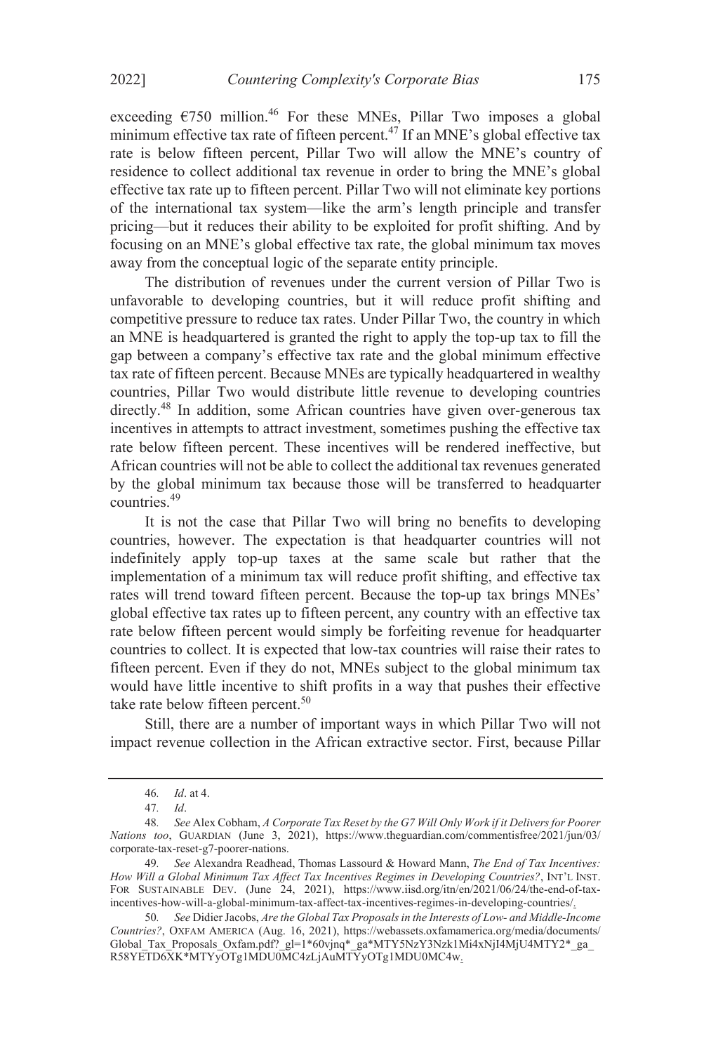exceeding €750 million.[46] For these MNEs, Pillar Two imposes a global minimum effective tax rate of fifteen percent.[47] If an MNE's global effective tax rate is below fifteen percent, Pillar Two will allow the MNE's country of residence to collect additional tax revenue in order to bring the MNE's global effective tax rate up to fifteen percent. Pillar Two will not eliminate key portions of the international tax system—like the arm's length principle and transfer pricing—but it reduces their ability to be exploited for profit shifting. And by focusing on an MNE's global effective tax rate, the global minimum tax moves away from the conceptual logic of the separate entity principle.

The distribution of revenues under the current version of Pillar Two is unfavorable to developing countries, but it will reduce profit shifting and competitive pressure to reduce tax rates. Under Pillar Two, the country in which an MNE is headquartered is granted the right to apply the top-up tax to fill the gap between a company's effective tax rate and the global minimum effective tax rate of fifteen percent. Because MNEs are typically headquartered in wealthy countries, Pillar Two would distribute little revenue to developing countries directly.[48] In addition, some African countries have given over-generous tax incentives in attempts to attract investment, sometimes pushing the effective tax rate below fifteen percent. These incentives will be rendered ineffective, but African countries will not be able to collect the additional tax revenues generated by the global minimum tax because those will be transferred to headquarter countries.[49]

It is not the case that Pillar Two will bring no benefits to developing countries, however. The expectation is that headquarter countries will not indefinitely apply top-up taxes at the same scale but rather that the implementation of a minimum tax will reduce profit shifting, and effective tax rates will trend toward fifteen percent. Because the top-up tax brings MNEs' global effective tax rates up to fifteen percent, any country with an effective tax rate below fifteen percent would simply be forfeiting revenue for headquarter countries to collect. It is expected that low-tax countries will raise their rates to fifteen percent. Even if they do not, MNEs subject to the global minimum tax would have little incentive to shift profits in a way that pushes their effective take rate below fifteen percent.[50]

Still, there are a number of important ways in which Pillar Two will not impact revenue collection in the African extractive sector. First, because Pillar

---

46. *Id*. at 4.

47. *Id*.

48. *See* Alex Cobham, *A Corporate Tax Reset by the G7 Will Only Work if it Delivers for Poorer Nations too*, GUARDIAN (June 3, 2021), https://www.theguardian.com/commentisfree/2021/jun/03/corporate-tax-reset-g7-poorer-nations.

49. *See* Alexandra Readhead, Thomas Lassourd & Howard Mann, *The End of Tax Incentives: How Will a Global Minimum Tax Affect Tax Incentives Regimes in Developing Countries?*, INT'L INST. FOR SUSTAINABLE DEV. (June 24, 2021), https://www.iisd.org/itn/en/2021/06/24/the-end-of-tax-incentives-how-will-a-global-minimum-tax-affect-tax-incentives-regimes-in-developing-countries/.

50. *See* Didier Jacobs, *Are the Global Tax Proposals in the Interests of Low- and Middle-Income Countries?*, OXFAM AMERICA (Aug. 16, 2021), https://webassets.oxfamamerica.org/media/documents/Global_Tax_Proposals_Oxfam.pdf?_gl=1*60vjnq*_ga*MTY5NzY3Nzk1Mi4xNjI4MjU4MTY2*_ga_R58YETD6XK*MTYyOTg1MDU0MC4zLjAuMTYyOTg1MDU0MC4w.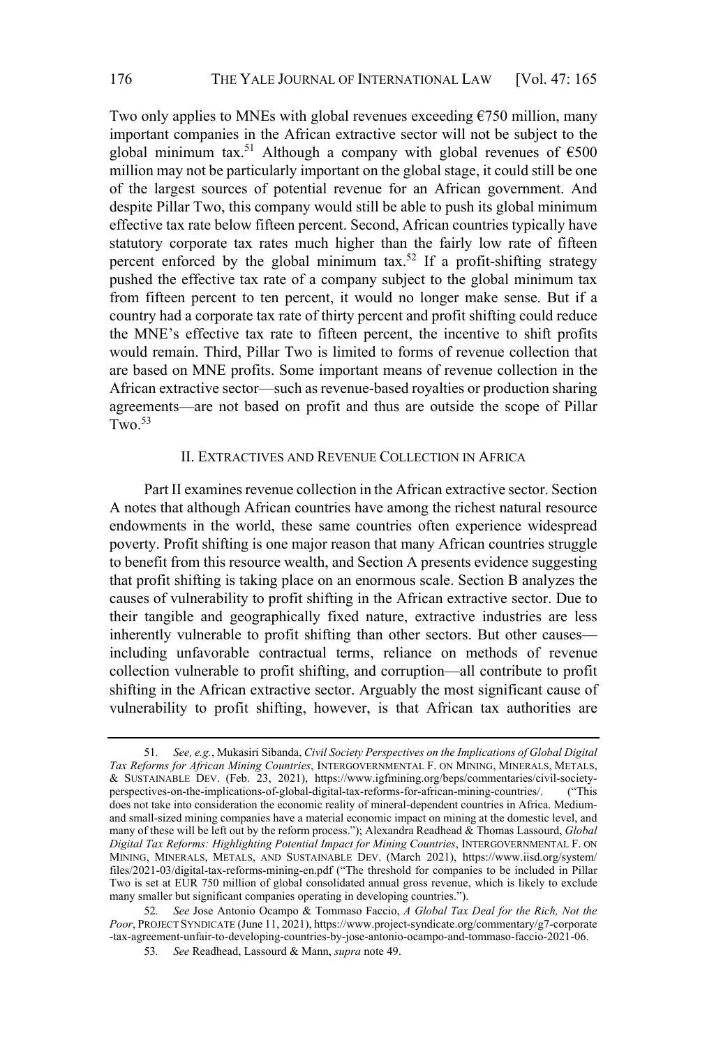Two only applies to MNEs with global revenues exceeding €750 million, many important companies in the African extractive sector will not be subject to the global minimum tax.[51] Although a company with global revenues of €500 million may not be particularly important on the global stage, it could still be one of the largest sources of potential revenue for an African government. And despite Pillar Two, this company would still be able to push its global minimum effective tax rate below fifteen percent. Second, African countries typically have statutory corporate tax rates much higher than the fairly low rate of fifteen percent enforced by the global minimum tax.[52] If a profit-shifting strategy pushed the effective tax rate of a company subject to the global minimum tax from fifteen percent to ten percent, it would no longer make sense. But if a country had a corporate tax rate of thirty percent and profit shifting could reduce the MNE's effective tax rate to fifteen percent, the incentive to shift profits would remain. Third, Pillar Two is limited to forms of revenue collection that are based on MNE profits. Some important means of revenue collection in the African extractive sector—such as revenue-based royalties or production sharing agreements—are not based on profit and thus are outside the scope of Pillar Two.[53]

## II. Extractives and Revenue Collection in Africa

Part II examines revenue collection in the African extractive sector. Section A notes that although African countries have among the richest natural resource endowments in the world, these same countries often experience widespread poverty. Profit shifting is one major reason that many African countries struggle to benefit from this resource wealth, and Section A presents evidence suggesting that profit shifting is taking place on an enormous scale. Section B analyzes the causes of vulnerability to profit shifting in the African extractive sector. Due to their tangible and geographically fixed nature, extractive industries are less inherently vulnerable to profit shifting than other sectors. But other causes—including unfavorable contractual terms, reliance on methods of revenue collection vulnerable to profit shifting, and corruption—all contribute to profit shifting in the African extractive sector. Arguably the most significant cause of vulnerability to profit shifting, however, is that African tax authorities are

---

51. *See, e.g.*, Mukasiri Sibanda, *Civil Society Perspectives on the Implications of Global Digital Tax Reforms for African Mining Countries*, Intergovernmental F. on Mining, Minerals, Metals, & Sustainable Dev. (Feb. 23, 2021), https://www.igfmining.org/beps/commentaries/civil-society-perspectives-on-the-implications-of-global-digital-tax-reforms-for-african-mining-countries/. ("This does not take into consideration the economic reality of mineral-dependent countries in Africa. Medium- and small-sized mining companies have a material economic impact on mining at the domestic level, and many of these will be left out by the reform process."); Alexandra Readhead & Thomas Lassourd, *Global Digital Tax Reforms: Highlighting Potential Impact for Mining Countries*, Intergovernmental F. on Mining, Minerals, Metals, and Sustainable Dev. (March 2021), https://www.iisd.org/system/files/2021-03/digital-tax-reforms-mining-en.pdf ("The threshold for companies to be included in Pillar Two is set at EUR 750 million of global consolidated annual gross revenue, which is likely to exclude many smaller but significant companies operating in developing countries.").

52. *See* Jose Antonio Ocampo & Tommaso Faccio, *A Global Tax Deal for the Rich, Not the Poor*, Project Syndicate (June 11, 2021), https://www.project-syndicate.org/commentary/g7-corporate-tax-agreement-unfair-to-developing-countries-by-jose-antonio-ocampo-and-tommaso-faccio-2021-06.

53. *See* Readhead, Lassourd & Mann, *supra* note 49.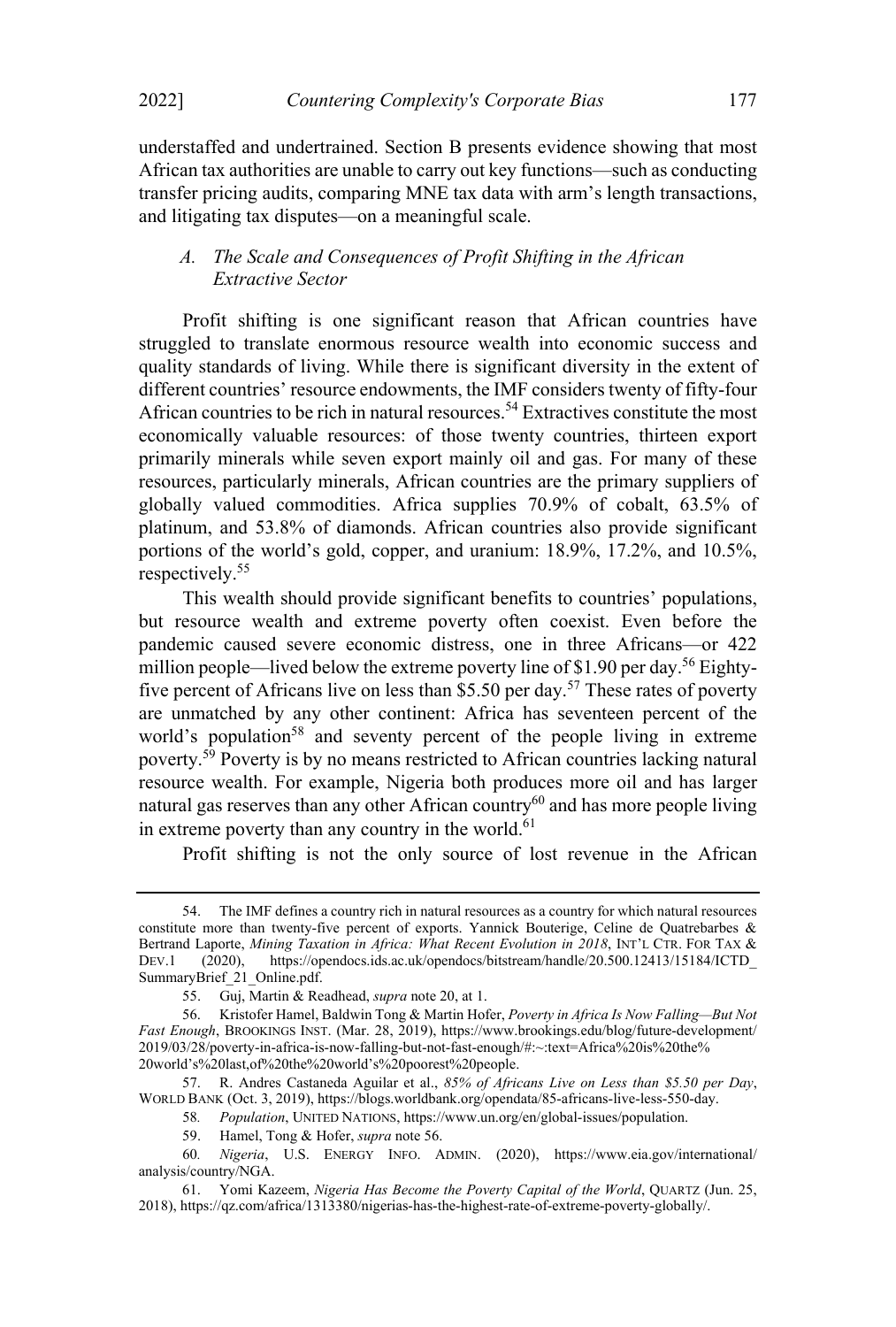understaffed and undertrained. Section B presents evidence showing that most African tax authorities are unable to carry out key functions—such as conducting transfer pricing audits, comparing MNE tax data with arm's length transactions, and litigating tax disputes—on a meaningful scale.

### *A. The Scale and Consequences of Profit Shifting in the African Extractive Sector*

Profit shifting is one significant reason that African countries have struggled to translate enormous resource wealth into economic success and quality standards of living. While there is significant diversity in the extent of different countries' resource endowments, the IMF considers twenty of fifty-four African countries to be rich in natural resources.[54] Extractives constitute the most economically valuable resources: of those twenty countries, thirteen export primarily minerals while seven export mainly oil and gas. For many of these resources, particularly minerals, African countries are the primary suppliers of globally valued commodities. Africa supplies 70.9% of cobalt, 63.5% of platinum, and 53.8% of diamonds. African countries also provide significant portions of the world's gold, copper, and uranium: 18.9%, 17.2%, and 10.5%, respectively.[55]

This wealth should provide significant benefits to countries' populations, but resource wealth and extreme poverty often coexist. Even before the pandemic caused severe economic distress, one in three Africans—or 422 million people—lived below the extreme poverty line of $1.90 per day.[56] Eighty-five percent of Africans live on less than $5.50 per day.[57] These rates of poverty are unmatched by any other continent: Africa has seventeen percent of the world's population[58] and seventy percent of the people living in extreme poverty.[59] Poverty is by no means restricted to African countries lacking natural resource wealth. For example, Nigeria both produces more oil and has larger natural gas reserves than any other African country[60] and has more people living in extreme poverty than any country in the world.[61]

Profit shifting is not the only source of lost revenue in the African

---

54. The IMF defines a country rich in natural resources as a country for which natural resources constitute more than twenty-five percent of exports. Yannick Bouterige, Celine de Quatrebarbes & Bertrand Laporte, *Mining Taxation in Africa: What Recent Evolution in 2018*, INT'L CTR. FOR TAX & DEV.1 (2020), https://opendocs.ids.ac.uk/opendocs/bitstream/handle/20.500.12413/15184/ICTD_SummaryBrief_21_Online.pdf.

55. Guj, Martin & Readhead, *supra* note 20, at 1.

56. Kristofer Hamel, Baldwin Tong & Martin Hofer, *Poverty in Africa Is Now Falling—But Not Fast Enough*, BROOKINGS INST. (Mar. 28, 2019), https://www.brookings.edu/blog/future-development/2019/03/28/poverty-in-africa-is-now-falling-but-not-fast-enough/#:~:text=Africa%20is%20the%20world's%20last,of%20the%20world's%20poorest%20people.

57. R. Andres Castaneda Aguilar et al., *85% of Africans Live on Less than $5.50 per Day*, WORLD BANK (Oct. 3, 2019), https://blogs.worldbank.org/opendata/85-africans-live-less-550-day.

58. *Population*, UNITED NATIONS, https://www.un.org/en/global-issues/population.

59. Hamel, Tong & Hofer, *supra* note 56.

60. *Nigeria*, U.S. ENERGY INFO. ADMIN. (2020), https://www.eia.gov/international/analysis/country/NGA.

61. Yomi Kazeem, *Nigeria Has Become the Poverty Capital of the World*, QUARTZ (Jun. 25, 2018), https://qz.com/africa/1313380/nigerias-has-the-highest-rate-of-extreme-poverty-globally/.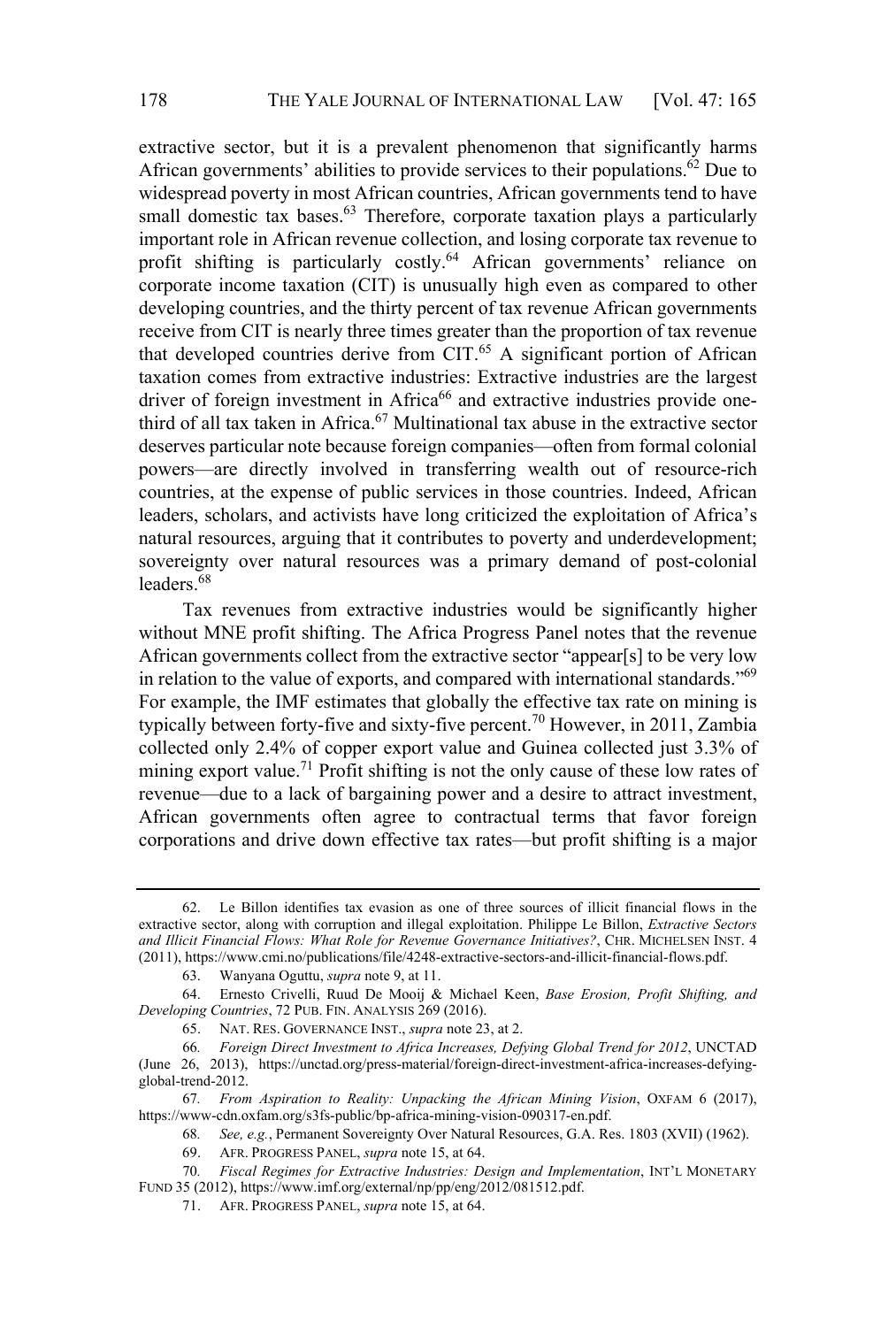extractive sector, but it is a prevalent phenomenon that significantly harms African governments' abilities to provide services to their populations.[62] Due to widespread poverty in most African countries, African governments tend to have small domestic tax bases.[63] Therefore, corporate taxation plays a particularly important role in African revenue collection, and losing corporate tax revenue to profit shifting is particularly costly.[64] African governments' reliance on corporate income taxation (CIT) is unusually high even as compared to other developing countries, and the thirty percent of tax revenue African governments receive from CIT is nearly three times greater than the proportion of tax revenue that developed countries derive from CIT.[65] A significant portion of African taxation comes from extractive industries: Extractive industries are the largest driver of foreign investment in Africa[66] and extractive industries provide one-third of all tax taken in Africa.[67] Multinational tax abuse in the extractive sector deserves particular note because foreign companies—often from formal colonial powers—are directly involved in transferring wealth out of resource-rich countries, at the expense of public services in those countries. Indeed, African leaders, scholars, and activists have long criticized the exploitation of Africa's natural resources, arguing that it contributes to poverty and underdevelopment; sovereignty over natural resources was a primary demand of post-colonial leaders.[68]

Tax revenues from extractive industries would be significantly higher without MNE profit shifting. The Africa Progress Panel notes that the revenue African governments collect from the extractive sector "appear[s] to be very low in relation to the value of exports, and compared with international standards."[69] For example, the IMF estimates that globally the effective tax rate on mining is typically between forty-five and sixty-five percent.[70] However, in 2011, Zambia collected only 2.4% of copper export value and Guinea collected just 3.3% of mining export value.[71] Profit shifting is not the only cause of these low rates of revenue—due to a lack of bargaining power and a desire to attract investment, African governments often agree to contractual terms that favor foreign corporations and drive down effective tax rates—but profit shifting is a major

---

62. Le Billon identifies tax evasion as one of three sources of illicit financial flows in the extractive sector, along with corruption and illegal exploitation. Philippe Le Billon, *Extractive Sectors and Illicit Financial Flows: What Role for Revenue Governance Initiatives?*, CHR. MICHELSEN INST. 4 (2011), https://www.cmi.no/publications/file/4248-extractive-sectors-and-illicit-financial-flows.pdf.

63. Wanyana Oguttu, *supra* note 9, at 11.

64. Ernesto Crivelli, Ruud De Mooij & Michael Keen, *Base Erosion, Profit Shifting, and Developing Countries*, 72 PUB. FIN. ANALYSIS 269 (2016).

65. NAT. RES. GOVERNANCE INST., *supra* note 23, at 2.

66. *Foreign Direct Investment to Africa Increases, Defying Global Trend for 2012*, UNCTAD (June 26, 2013), https://unctad.org/press-material/foreign-direct-investment-africa-increases-defying-global-trend-2012.

67. *From Aspiration to Reality: Unpacking the African Mining Vision*, OXFAM 6 (2017), https://www-cdn.oxfam.org/s3fs-public/bp-africa-mining-vision-090317-en.pdf.

68. *See, e.g.*, Permanent Sovereignty Over Natural Resources, G.A. Res. 1803 (XVII) (1962).

69. AFR. PROGRESS PANEL, *supra* note 15, at 64.

70. *Fiscal Regimes for Extractive Industries: Design and Implementation*, INT'L MONETARY FUND 35 (2012), https://www.imf.org/external/np/pp/eng/2012/081512.pdf.

71. AFR. PROGRESS PANEL, *supra* note 15, at 64.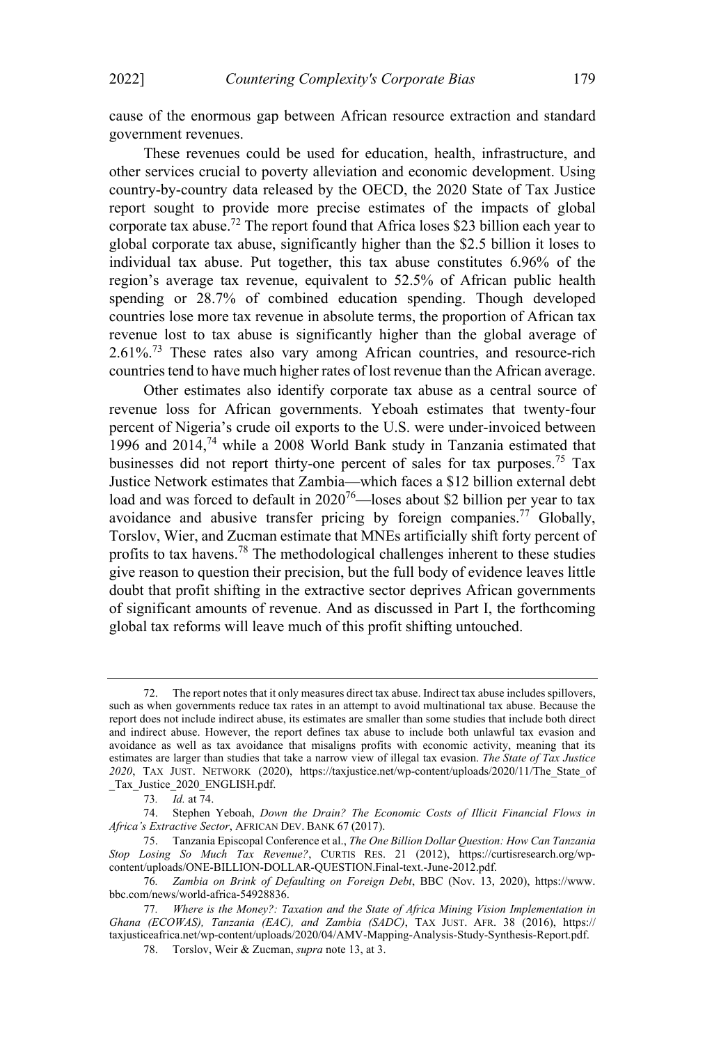cause of the enormous gap between African resource extraction and standard government revenues.

These revenues could be used for education, health, infrastructure, and other services crucial to poverty alleviation and economic development. Using country-by-country data released by the OECD, the 2020 State of Tax Justice report sought to provide more precise estimates of the impacts of global corporate tax abuse.[72] The report found that Africa loses $23 billion each year to global corporate tax abuse, significantly higher than the $2.5 billion it loses to individual tax abuse. Put together, this tax abuse constitutes 6.96% of the region's average tax revenue, equivalent to 52.5% of African public health spending or 28.7% of combined education spending. Though developed countries lose more tax revenue in absolute terms, the proportion of African tax revenue lost to tax abuse is significantly higher than the global average of 2.61%.[73] These rates also vary among African countries, and resource-rich countries tend to have much higher rates of lost revenue than the African average.

Other estimates also identify corporate tax abuse as a central source of revenue loss for African governments. Yeboah estimates that twenty-four percent of Nigeria's crude oil exports to the U.S. were under-invoiced between 1996 and 2014,[74] while a 2008 World Bank study in Tanzania estimated that businesses did not report thirty-one percent of sales for tax purposes.[75] Tax Justice Network estimates that Zambia—which faces a $12 billion external debt load and was forced to default in 2020[76]—loses about $2 billion per year to tax avoidance and abusive transfer pricing by foreign companies.[77] Globally, Torslov, Wier, and Zucman estimate that MNEs artificially shift forty percent of profits to tax havens.[78] The methodological challenges inherent to these studies give reason to question their precision, but the full body of evidence leaves little doubt that profit shifting in the extractive sector deprives African governments of significant amounts of revenue. And as discussed in Part I, the forthcoming global tax reforms will leave much of this profit shifting untouched.

---

72. The report notes that it only measures direct tax abuse. Indirect tax abuse includes spillovers, such as when governments reduce tax rates in an attempt to avoid multinational tax abuse. Because the report does not include indirect abuse, its estimates are smaller than some studies that include both direct and indirect abuse. However, the report defines tax abuse to include both unlawful tax evasion and avoidance as well as tax avoidance that misaligns profits with economic activity, meaning that its estimates are larger than studies that take a narrow view of illegal tax evasion. *The State of Tax Justice 2020*, TAX JUST. NETWORK (2020), https://taxjustice.net/wp-content/uploads/2020/11/The_State_of_Tax_Justice_2020_ENGLISH.pdf.

73. *Id.* at 74.

74. Stephen Yeboah, *Down the Drain? The Economic Costs of Illicit Financial Flows in Africa's Extractive Sector*, AFRICAN DEV. BANK 67 (2017).

75. Tanzania Episcopal Conference et al., *The One Billion Dollar Question: How Can Tanzania Stop Losing So Much Tax Revenue?*, CURTIS RES. 21 (2012), https://curtisresearch.org/wp-content/uploads/ONE-BILLION-DOLLAR-QUESTION.Final-text.-June-2012.pdf.

76. *Zambia on Brink of Defaulting on Foreign Debt*, BBC (Nov. 13, 2020), https://www.bbc.com/news/world-africa-54928836.

77. *Where is the Money?: Taxation and the State of Africa Mining Vision Implementation in Ghana (ECOWAS), Tanzania (EAC), and Zambia (SADC)*, TAX JUST. AFR. 38 (2016), https://taxjusticeafrica.net/wp-content/uploads/2020/04/AMV-Mapping-Analysis-Study-Synthesis-Report.pdf.

78. Torslov, Weir & Zucman, *supra* note 13, at 3.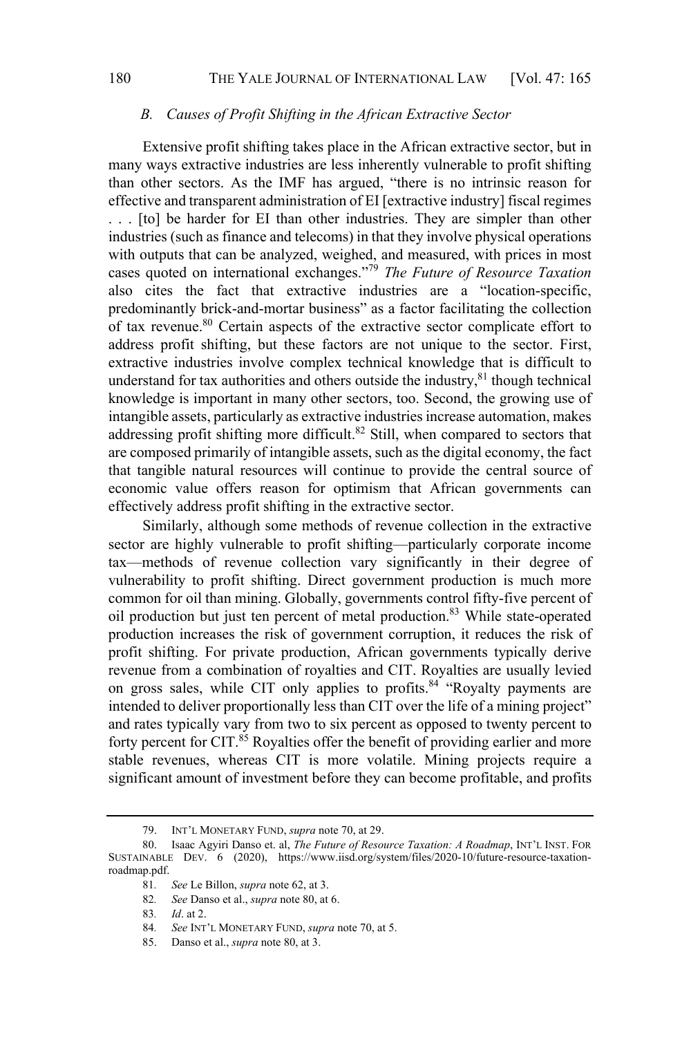### B. *Causes of Profit Shifting in the African Extractive Sector*

Extensive profit shifting takes place in the African extractive sector, but in many ways extractive industries are less inherently vulnerable to profit shifting than other sectors. As the IMF has argued, "there is no intrinsic reason for effective and transparent administration of EI [extractive industry] fiscal regimes . . . [to] be harder for EI than other industries. They are simpler than other industries (such as finance and telecoms) in that they involve physical operations with outputs that can be analyzed, weighed, and measured, with prices in most cases quoted on international exchanges."[79] *The Future of Resource Taxation* also cites the fact that extractive industries are a "location-specific, predominantly brick-and-mortar business" as a factor facilitating the collection of tax revenue.[80] Certain aspects of the extractive sector complicate effort to address profit shifting, but these factors are not unique to the sector. First, extractive industries involve complex technical knowledge that is difficult to understand for tax authorities and others outside the industry,[81] though technical knowledge is important in many other sectors, too. Second, the growing use of intangible assets, particularly as extractive industries increase automation, makes addressing profit shifting more difficult.[82] Still, when compared to sectors that are composed primarily of intangible assets, such as the digital economy, the fact that tangible natural resources will continue to provide the central source of economic value offers reason for optimism that African governments can effectively address profit shifting in the extractive sector.

Similarly, although some methods of revenue collection in the extractive sector are highly vulnerable to profit shifting—particularly corporate income tax—methods of revenue collection vary significantly in their degree of vulnerability to profit shifting. Direct government production is much more common for oil than mining. Globally, governments control fifty-five percent of oil production but just ten percent of metal production.[83] While state-operated production increases the risk of government corruption, it reduces the risk of profit shifting. For private production, African governments typically derive revenue from a combination of royalties and CIT. Royalties are usually levied on gross sales, while CIT only applies to profits.[84] "Royalty payments are intended to deliver proportionally less than CIT over the life of a mining project" and rates typically vary from two to six percent as opposed to twenty percent to forty percent for CIT.[85] Royalties offer the benefit of providing earlier and more stable revenues, whereas CIT is more volatile. Mining projects require a significant amount of investment before they can become profitable, and profits

---

79. INT'L MONETARY FUND, *supra* note 70, at 29.

80. Isaac Agyiri Danso et. al, *The Future of Resource Taxation: A Roadmap*, INT'L INST. FOR SUSTAINABLE DEV. 6 (2020), https://www.iisd.org/system/files/2020-10/future-resource-taxation-roadmap.pdf.

81. *See* Le Billon, *supra* note 62, at 3.

82. *See* Danso et al., *supra* note 80, at 6.

83. *Id*. at 2.

84. *See* INT'L MONETARY FUND, *supra* note 70, at 5.

85. Danso et al., *supra* note 80, at 3.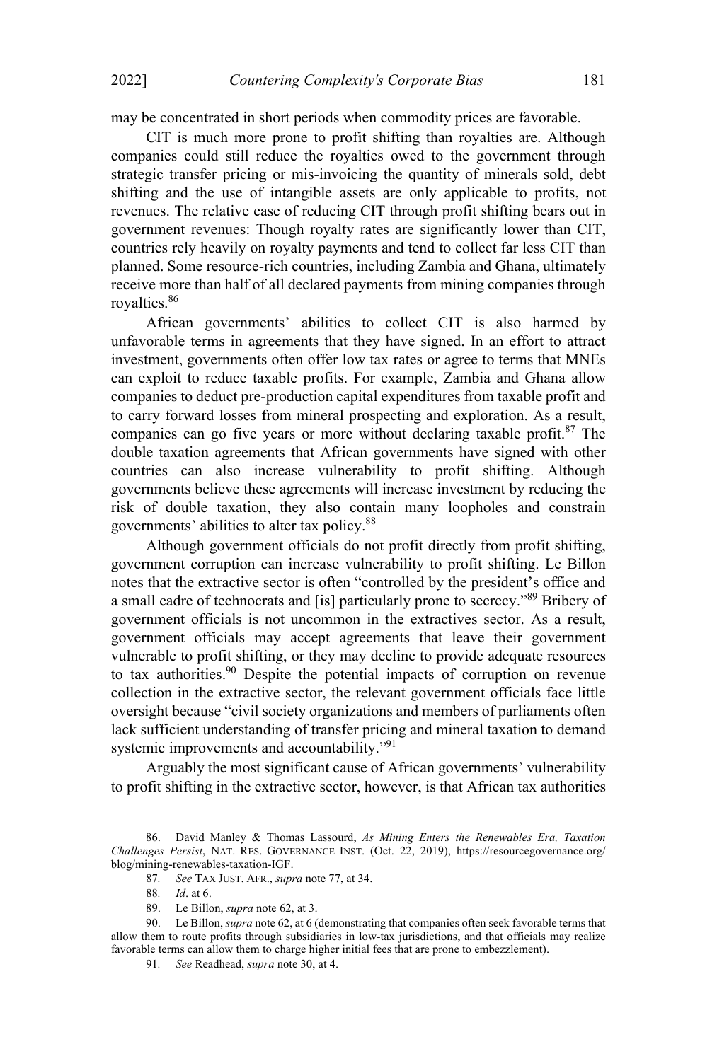may be concentrated in short periods when commodity prices are favorable.

CIT is much more prone to profit shifting than royalties are. Although companies could still reduce the royalties owed to the government through strategic transfer pricing or mis-invoicing the quantity of minerals sold, debt shifting and the use of intangible assets are only applicable to profits, not revenues. The relative ease of reducing CIT through profit shifting bears out in government revenues: Though royalty rates are significantly lower than CIT, countries rely heavily on royalty payments and tend to collect far less CIT than planned. Some resource-rich countries, including Zambia and Ghana, ultimately receive more than half of all declared payments from mining companies through royalties.[86]

African governments' abilities to collect CIT is also harmed by unfavorable terms in agreements that they have signed. In an effort to attract investment, governments often offer low tax rates or agree to terms that MNEs can exploit to reduce taxable profits. For example, Zambia and Ghana allow companies to deduct pre-production capital expenditures from taxable profit and to carry forward losses from mineral prospecting and exploration. As a result, companies can go five years or more without declaring taxable profit.[87] The double taxation agreements that African governments have signed with other countries can also increase vulnerability to profit shifting. Although governments believe these agreements will increase investment by reducing the risk of double taxation, they also contain many loopholes and constrain governments' abilities to alter tax policy.[88]

Although government officials do not profit directly from profit shifting, government corruption can increase vulnerability to profit shifting. Le Billon notes that the extractive sector is often "controlled by the president's office and a small cadre of technocrats and [is] particularly prone to secrecy."[89] Bribery of government officials is not uncommon in the extractives sector. As a result, government officials may accept agreements that leave their government vulnerable to profit shifting, or they may decline to provide adequate resources to tax authorities.[90] Despite the potential impacts of corruption on revenue collection in the extractive sector, the relevant government officials face little oversight because "civil society organizations and members of parliaments often lack sufficient understanding of transfer pricing and mineral taxation to demand systemic improvements and accountability."[91]

Arguably the most significant cause of African governments' vulnerability to profit shifting in the extractive sector, however, is that African tax authorities

---

86. David Manley & Thomas Lassourd, *As Mining Enters the Renewables Era, Taxation Challenges Persist*, NAT. RES. GOVERNANCE INST. (Oct. 22, 2019), https://resourcegovernance.org/blog/mining-renewables-taxation-IGF.

87. *See* TAX JUST. AFR., *supra* note 77, at 34.

88. *Id*. at 6.

89. Le Billon, *supra* note 62, at 3.

90. Le Billon, *supra* note 62, at 6 (demonstrating that companies often seek favorable terms that allow them to route profits through subsidiaries in low-tax jurisdictions, and that officials may realize favorable terms can allow them to charge higher initial fees that are prone to embezzlement).

91. *See* Readhead, *supra* note 30, at 4.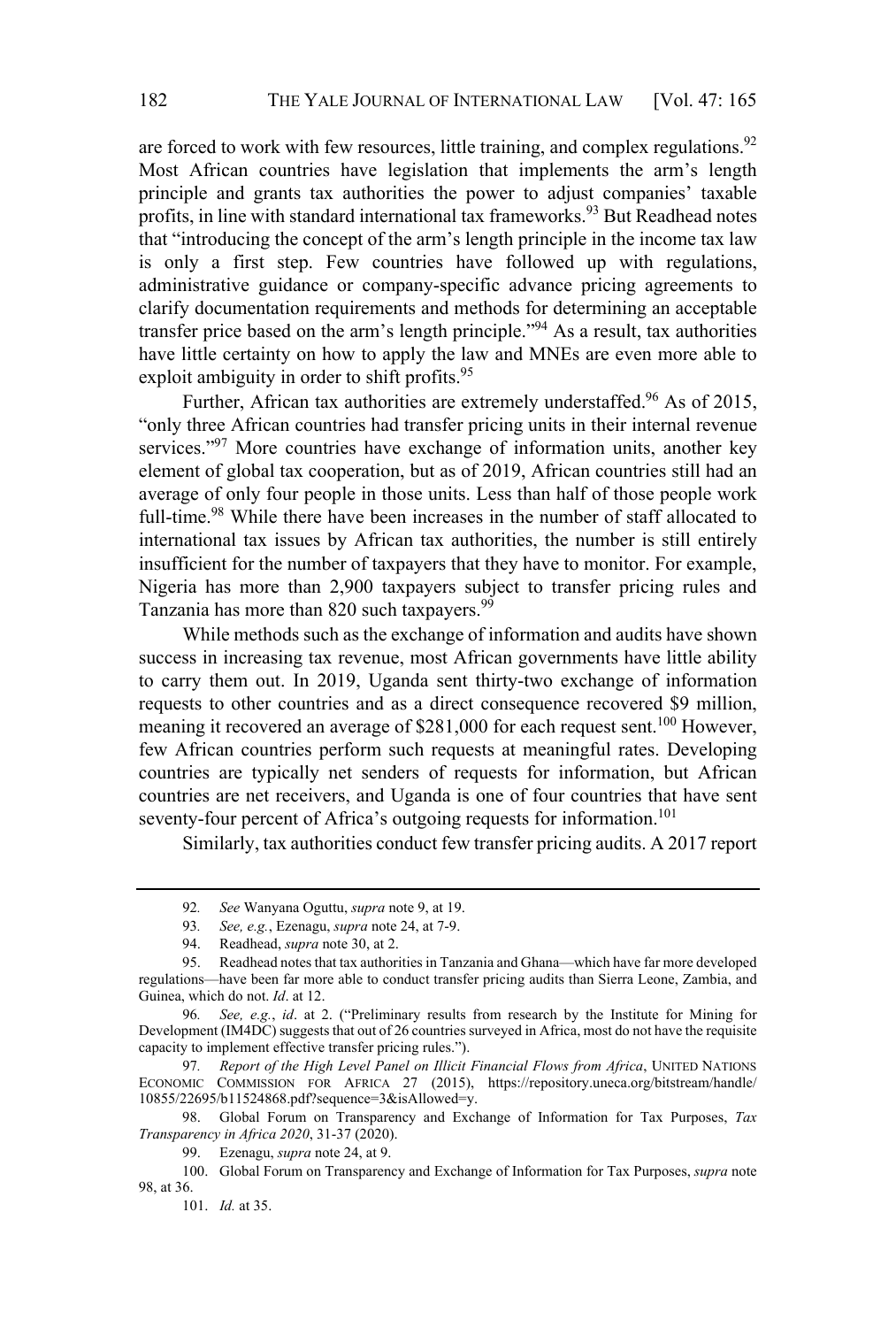are forced to work with few resources, little training, and complex regulations.[92] Most African countries have legislation that implements the arm's length principle and grants tax authorities the power to adjust companies' taxable profits, in line with standard international tax frameworks.[93] But Readhead notes that "introducing the concept of the arm's length principle in the income tax law is only a first step. Few countries have followed up with regulations, administrative guidance or company-specific advance pricing agreements to clarify documentation requirements and methods for determining an acceptable transfer price based on the arm's length principle."[94] As a result, tax authorities have little certainty on how to apply the law and MNEs are even more able to exploit ambiguity in order to shift profits.[95]

Further, African tax authorities are extremely understaffed.[96] As of 2015, "only three African countries had transfer pricing units in their internal revenue services."[97] More countries have exchange of information units, another key element of global tax cooperation, but as of 2019, African countries still had an average of only four people in those units. Less than half of those people work full-time.[98] While there have been increases in the number of staff allocated to international tax issues by African tax authorities, the number is still entirely insufficient for the number of taxpayers that they have to monitor. For example, Nigeria has more than 2,900 taxpayers subject to transfer pricing rules and Tanzania has more than 820 such taxpayers.[99]

While methods such as the exchange of information and audits have shown success in increasing tax revenue, most African governments have little ability to carry them out. In 2019, Uganda sent thirty-two exchange of information requests to other countries and as a direct consequence recovered $9 million, meaning it recovered an average of $281,000 for each request sent.[100] However, few African countries perform such requests at meaningful rates. Developing countries are typically net senders of requests for information, but African countries are net receivers, and Uganda is one of four countries that have sent seventy-four percent of Africa's outgoing requests for information.[101]

Similarly, tax authorities conduct few transfer pricing audits. A 2017 report

---

92. *See* Wanyana Oguttu, *supra* note 9, at 19.

93. *See, e.g.*, Ezenagu, *supra* note 24, at 7-9.

94. Readhead, *supra* note 30, at 2.

95. Readhead notes that tax authorities in Tanzania and Ghana—which have far more developed regulations—have been far more able to conduct transfer pricing audits than Sierra Leone, Zambia, and Guinea, which do not. *Id*. at 12.

96. *See, e.g.*, *id*. at 2. ("Preliminary results from research by the Institute for Mining for Development (IM4DC) suggests that out of 26 countries surveyed in Africa, most do not have the requisite capacity to implement effective transfer pricing rules.").

97. *Report of the High Level Panel on Illicit Financial Flows from Africa*, UNITED NATIONS ECONOMIC COMMISSION FOR AFRICA 27 (2015), https://repository.uneca.org/bitstream/handle/10855/22695/b11524868.pdf?sequence=3&isAllowed=y.

98. Global Forum on Transparency and Exchange of Information for Tax Purposes, *Tax Transparency in Africa 2020*, 31-37 (2020).

99. Ezenagu, *supra* note 24, at 9.

100. Global Forum on Transparency and Exchange of Information for Tax Purposes, *supra* note 98, at 36.

101. *Id.* at 35.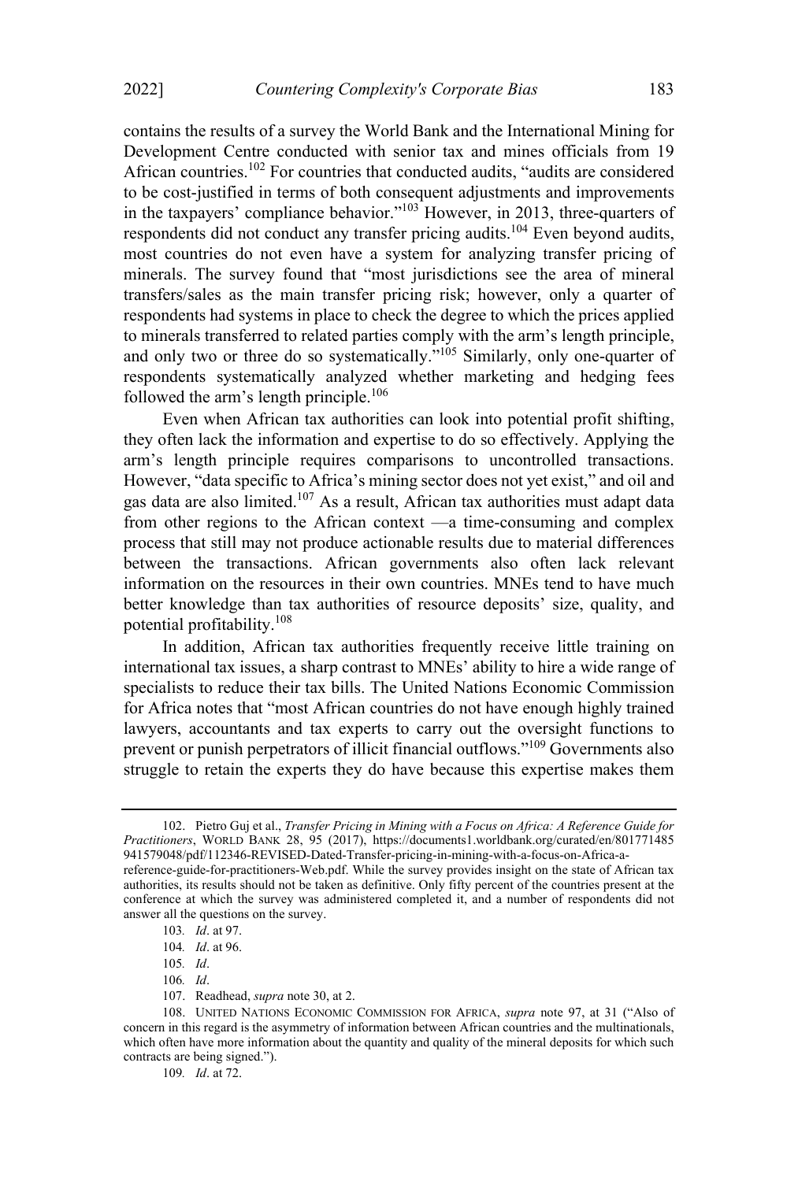contains the results of a survey the World Bank and the International Mining for Development Centre conducted with senior tax and mines officials from 19 African countries.[102] For countries that conducted audits, "audits are considered to be cost-justified in terms of both consequent adjustments and improvements in the taxpayers' compliance behavior."[103] However, in 2013, three-quarters of respondents did not conduct any transfer pricing audits.[104] Even beyond audits, most countries do not even have a system for analyzing transfer pricing of minerals. The survey found that "most jurisdictions see the area of mineral transfers/sales as the main transfer pricing risk; however, only a quarter of respondents had systems in place to check the degree to which the prices applied to minerals transferred to related parties comply with the arm's length principle, and only two or three do so systematically."[105] Similarly, only one-quarter of respondents systematically analyzed whether marketing and hedging fees followed the arm's length principle.[106]

Even when African tax authorities can look into potential profit shifting, they often lack the information and expertise to do so effectively. Applying the arm's length principle requires comparisons to uncontrolled transactions. However, "data specific to Africa's mining sector does not yet exist," and oil and gas data are also limited.[107] As a result, African tax authorities must adapt data from other regions to the African context —a time-consuming and complex process that still may not produce actionable results due to material differences between the transactions. African governments also often lack relevant information on the resources in their own countries. MNEs tend to have much better knowledge than tax authorities of resource deposits' size, quality, and potential profitability.[108]

In addition, African tax authorities frequently receive little training on international tax issues, a sharp contrast to MNEs' ability to hire a wide range of specialists to reduce their tax bills. The United Nations Economic Commission for Africa notes that "most African countries do not have enough highly trained lawyers, accountants and tax experts to carry out the oversight functions to prevent or punish perpetrators of illicit financial outflows."[109] Governments also struggle to retain the experts they do have because this expertise makes them

---

102. Pietro Guj et al., *Transfer Pricing in Mining with a Focus on Africa: A Reference Guide for Practitioners*, WORLD BANK 28, 95 (2017), https://documents1.worldbank.org/curated/en/801771485941579048/pdf/112346-REVISED-Dated-Transfer-pricing-in-mining-with-a-focus-on-Africa-a-reference-guide-for-practitioners-Web.pdf. While the survey provides insight on the state of African tax authorities, its results should not be taken as definitive. Only fifty percent of the countries present at the conference at which the survey was administered completed it, and a number of respondents did not answer all the questions on the survey.

103. *Id*. at 97.

104. *Id*. at 96.

105. *Id*.

106. *Id*.

107. Readhead, *supra* note 30, at 2.

108. UNITED NATIONS ECONOMIC COMMISSION FOR AFRICA, *supra* note 97, at 31 ("Also of concern in this regard is the asymmetry of information between African countries and the multinationals, which often have more information about the quantity and quality of the mineral deposits for which such contracts are being signed.").

109. *Id*. at 72.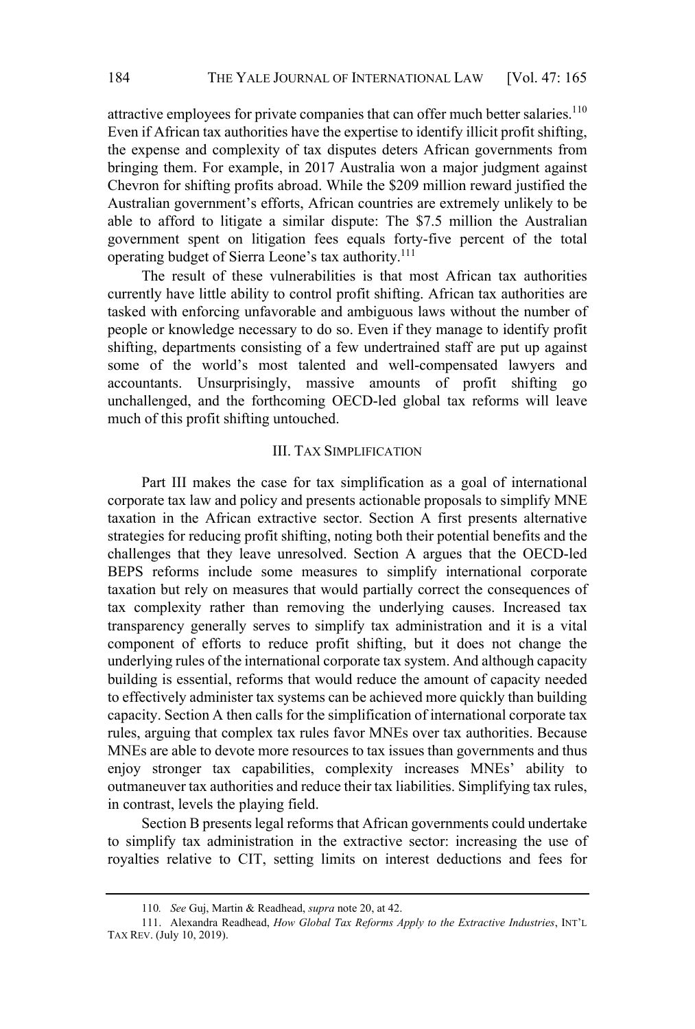attractive employees for private companies that can offer much better salaries.[110] Even if African tax authorities have the expertise to identify illicit profit shifting, the expense and complexity of tax disputes deters African governments from bringing them. For example, in 2017 Australia won a major judgment against Chevron for shifting profits abroad. While the $209 million reward justified the Australian government's efforts, African countries are extremely unlikely to be able to afford to litigate a similar dispute: The $7.5 million the Australian government spent on litigation fees equals forty-five percent of the total operating budget of Sierra Leone's tax authority.[111]

The result of these vulnerabilities is that most African tax authorities currently have little ability to control profit shifting. African tax authorities are tasked with enforcing unfavorable and ambiguous laws without the number of people or knowledge necessary to do so. Even if they manage to identify profit shifting, departments consisting of a few undertrained staff are put up against some of the world's most talented and well-compensated lawyers and accountants. Unsurprisingly, massive amounts of profit shifting go unchallenged, and the forthcoming OECD-led global tax reforms will leave much of this profit shifting untouched.

## III. Tax Simplification

Part III makes the case for tax simplification as a goal of international corporate tax law and policy and presents actionable proposals to simplify MNE taxation in the African extractive sector. Section A first presents alternative strategies for reducing profit shifting, noting both their potential benefits and the challenges that they leave unresolved. Section A argues that the OECD-led BEPS reforms include some measures to simplify international corporate taxation but rely on measures that would partially correct the consequences of tax complexity rather than removing the underlying causes. Increased tax transparency generally serves to simplify tax administration and it is a vital component of efforts to reduce profit shifting, but it does not change the underlying rules of the international corporate tax system. And although capacity building is essential, reforms that would reduce the amount of capacity needed to effectively administer tax systems can be achieved more quickly than building capacity. Section A then calls for the simplification of international corporate tax rules, arguing that complex tax rules favor MNEs over tax authorities. Because MNEs are able to devote more resources to tax issues than governments and thus enjoy stronger tax capabilities, complexity increases MNEs' ability to outmaneuver tax authorities and reduce their tax liabilities. Simplifying tax rules, in contrast, levels the playing field.

Section B presents legal reforms that African governments could undertake to simplify tax administration in the extractive sector: increasing the use of royalties relative to CIT, setting limits on interest deductions and fees for

---

110. *See* Guj, Martin & Readhead, *supra* note 20, at 42.

111. Alexandra Readhead, *How Global Tax Reforms Apply to the Extractive Industries*, INT'L TAX REV. (July 10, 2019).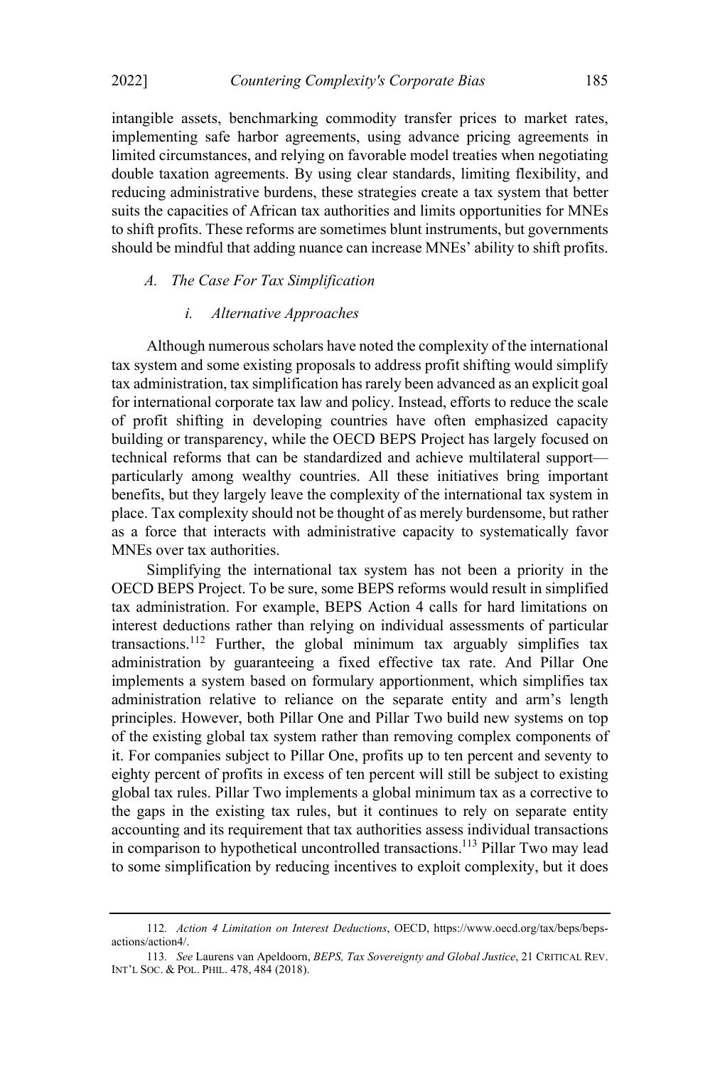intangible assets, benchmarking commodity transfer prices to market rates, implementing safe harbor agreements, using advance pricing agreements in limited circumstances, and relying on favorable model treaties when negotiating double taxation agreements. By using clear standards, limiting flexibility, and reducing administrative burdens, these strategies create a tax system that better suits the capacities of African tax authorities and limits opportunities for MNEs to shift profits. These reforms are sometimes blunt instruments, but governments should be mindful that adding nuance can increase MNEs' ability to shift profits.

### *A. The Case For Tax Simplification*

#### *i. Alternative Approaches*

Although numerous scholars have noted the complexity of the international tax system and some existing proposals to address profit shifting would simplify tax administration, tax simplification has rarely been advanced as an explicit goal for international corporate tax law and policy. Instead, efforts to reduce the scale of profit shifting in developing countries have often emphasized capacity building or transparency, while the OECD BEPS Project has largely focused on technical reforms that can be standardized and achieve multilateral support—particularly among wealthy countries. All these initiatives bring important benefits, but they largely leave the complexity of the international tax system in place. Tax complexity should not be thought of as merely burdensome, but rather as a force that interacts with administrative capacity to systematically favor MNEs over tax authorities.

Simplifying the international tax system has not been a priority in the OECD BEPS Project. To be sure, some BEPS reforms would result in simplified tax administration. For example, BEPS Action 4 calls for hard limitations on interest deductions rather than relying on individual assessments of particular transactions.[112] Further, the global minimum tax arguably simplifies tax administration by guaranteeing a fixed effective tax rate. And Pillar One implements a system based on formulary apportionment, which simplifies tax administration relative to reliance on the separate entity and arm's length principles. However, both Pillar One and Pillar Two build new systems on top of the existing global tax system rather than removing complex components of it. For companies subject to Pillar One, profits up to ten percent and seventy to eighty percent of profits in excess of ten percent will still be subject to existing global tax rules. Pillar Two implements a global minimum tax as a corrective to the gaps in the existing tax rules, but it continues to rely on separate entity accounting and its requirement that tax authorities assess individual transactions in comparison to hypothetical uncontrolled transactions.[113] Pillar Two may lead to some simplification by reducing incentives to exploit complexity, but it does

---

112. *Action 4 Limitation on Interest Deductions*, OECD, https://www.oecd.org/tax/beps/beps-actions/action4/.

113. *See* Laurens van Apeldoorn, *BEPS, Tax Sovereignty and Global Justice*, 21 CRITICAL REV. INT'L SOC. & POL. PHIL. 478, 484 (2018).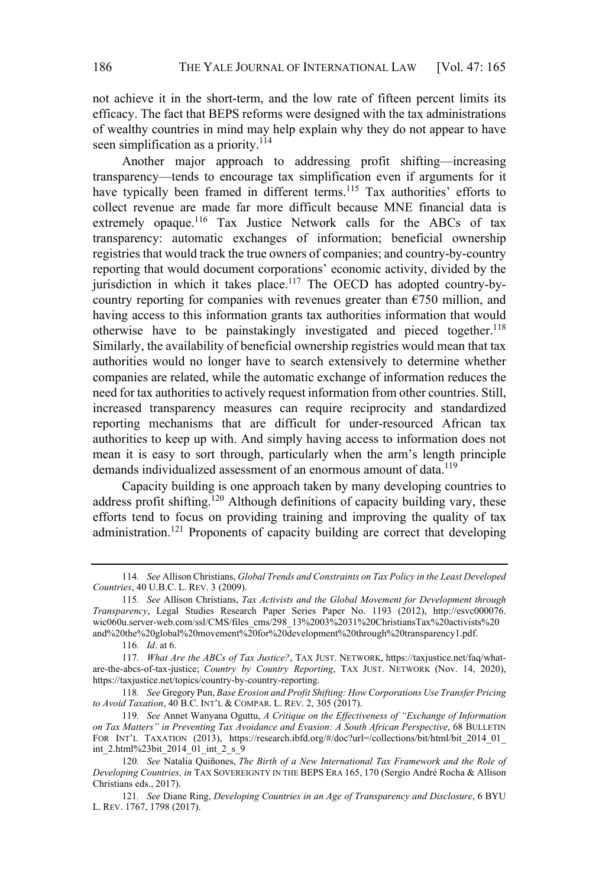not achieve it in the short-term, and the low rate of fifteen percent limits its efficacy. The fact that BEPS reforms were designed with the tax administrations of wealthy countries in mind may help explain why they do not appear to have seen simplification as a priority.[114]

Another major approach to addressing profit shifting—increasing transparency—tends to encourage tax simplification even if arguments for it have typically been framed in different terms.[115] Tax authorities' efforts to collect revenue are made far more difficult because MNE financial data is extremely opaque.[116] Tax Justice Network calls for the ABCs of tax transparency: automatic exchanges of information; beneficial ownership registries that would track the true owners of companies; and country-by-country reporting that would document corporations' economic activity, divided by the jurisdiction in which it takes place.[117] The OECD has adopted country-by-country reporting for companies with revenues greater than €750 million, and having access to this information grants tax authorities information that would otherwise have to be painstakingly investigated and pieced together.[118] Similarly, the availability of beneficial ownership registries would mean that tax authorities would no longer have to search extensively to determine whether companies are related, while the automatic exchange of information reduces the need for tax authorities to actively request information from other countries. Still, increased transparency measures can require reciprocity and standardized reporting mechanisms that are difficult for under-resourced African tax authorities to keep up with. And simply having access to information does not mean it is easy to sort through, particularly when the arm's length principle demands individualized assessment of an enormous amount of data.[119]

Capacity building is one approach taken by many developing countries to address profit shifting.[120] Although definitions of capacity building vary, these efforts tend to focus on providing training and improving the quality of tax administration.[121] Proponents of capacity building are correct that developing

---

114. *See* Allison Christians, *Global Trends and Constraints on Tax Policy in the Least Developed Countries*, 40 U.B.C. L. REV. 3 (2009).

115. *See* Allison Christians, *Tax Activists and the Global Movement for Development through Transparency*, Legal Studies Research Paper Series Paper No. 1193 (2012), http://esvc000076.wic060u.server-web.com/ssl/CMS/files_cms/298_13%2003%2031%20ChristiansTax%20activists%20and%20the%20global%20movement%20for%20development%20through%20transparency1.pdf.

116. *Id*. at 6.

117. *What Are the ABCs of Tax Justice?*, TAX JUST. NETWORK, https://taxjustice.net/faq/what-are-the-abcs-of-tax-justice; *Country by Country Reporting*, TAX JUST. NETWORK (Nov. 14, 2020), https://taxjustice.net/topics/country-by-country-reporting.

118. *See* Gregory Pun, *Base Erosion and Profit Shifting: How Corporations Use Transfer Pricing to Avoid Taxation*, 40 B.C. INT'L & COMPAR. L. REV. 2, 305 (2017).

119. *See* Annet Wanyana Oguttu, *A Critique on the Effectiveness of "Exchange of Information on Tax Matters" in Preventing Tax Avoidance and Evasion: A South African Perspective*, 68 BULLETIN FOR INT'L TAXATION (2013), https://research.ibfd.org/#/doc?url=/collections/bit/html/bit_2014_01_int_2.html%23bit_2014_01_int_2_s_9

120. *See* Natalia Quiñones, *The Birth of a New International Tax Framework and the Role of Developing Countries, in* TAX SOVEREIGNTY IN THE BEPS ERA 165, 170 (Sergio André Rocha & Allison Christians eds., 2017).

121. *See* Diane Ring, *Developing Countries in an Age of Transparency and Disclosure*, 6 BYU L. REV. 1767, 1798 (2017).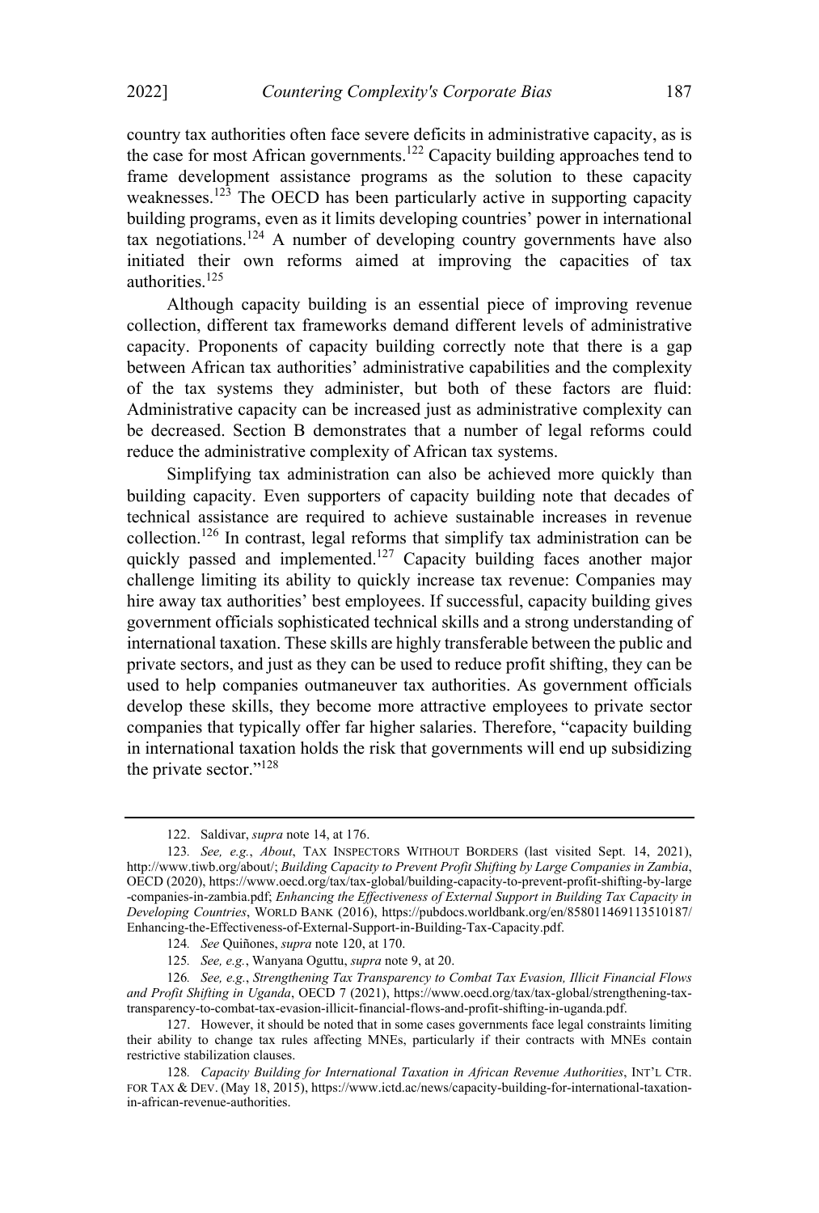country tax authorities often face severe deficits in administrative capacity, as is the case for most African governments.[122] Capacity building approaches tend to frame development assistance programs as the solution to these capacity weaknesses.[123] The OECD has been particularly active in supporting capacity building programs, even as it limits developing countries' power in international tax negotiations.[124] A number of developing country governments have also initiated their own reforms aimed at improving the capacities of tax authorities.[125]

Although capacity building is an essential piece of improving revenue collection, different tax frameworks demand different levels of administrative capacity. Proponents of capacity building correctly note that there is a gap between African tax authorities' administrative capabilities and the complexity of the tax systems they administer, but both of these factors are fluid: Administrative capacity can be increased just as administrative complexity can be decreased. Section B demonstrates that a number of legal reforms could reduce the administrative complexity of African tax systems.

Simplifying tax administration can also be achieved more quickly than building capacity. Even supporters of capacity building note that decades of technical assistance are required to achieve sustainable increases in revenue collection.[126] In contrast, legal reforms that simplify tax administration can be quickly passed and implemented.[127] Capacity building faces another major challenge limiting its ability to quickly increase tax revenue: Companies may hire away tax authorities' best employees. If successful, capacity building gives government officials sophisticated technical skills and a strong understanding of international taxation. These skills are highly transferable between the public and private sectors, and just as they can be used to reduce profit shifting, they can be used to help companies outmaneuver tax authorities. As government officials develop these skills, they become more attractive employees to private sector companies that typically offer far higher salaries. Therefore, "capacity building in international taxation holds the risk that governments will end up subsidizing the private sector."[128]

---

122. Saldivar, *supra* note 14, at 176.

123. *See, e.g.*, *About*, TAX INSPECTORS WITHOUT BORDERS (last visited Sept. 14, 2021), http://www.tiwb.org/about/; *Building Capacity to Prevent Profit Shifting by Large Companies in Zambia*, OECD (2020), https://www.oecd.org/tax/tax-global/building-capacity-to-prevent-profit-shifting-by-large-companies-in-zambia.pdf; *Enhancing the Effectiveness of External Support in Building Tax Capacity in Developing Countries*, WORLD BANK (2016), https://pubdocs.worldbank.org/en/858011469113510187/Enhancing-the-Effectiveness-of-External-Support-in-Building-Tax-Capacity.pdf.

124. *See* Quiñones, *supra* note 120, at 170.

125. *See, e.g.*, Wanyana Oguttu, *supra* note 9, at 20.

126. *See, e.g.*, *Strengthening Tax Transparency to Combat Tax Evasion, Illicit Financial Flows and Profit Shifting in Uganda*, OECD 7 (2021), https://www.oecd.org/tax/tax-global/strengthening-tax-transparency-to-combat-tax-evasion-illicit-financial-flows-and-profit-shifting-in-uganda.pdf.

127. However, it should be noted that in some cases governments face legal constraints limiting their ability to change tax rules affecting MNEs, particularly if their contracts with MNEs contain restrictive stabilization clauses.

128. *Capacity Building for International Taxation in African Revenue Authorities*, INT'L CTR. FOR TAX & DEV. (May 18, 2015), https://www.ictd.ac/news/capacity-building-for-international-taxation-in-african-revenue-authorities.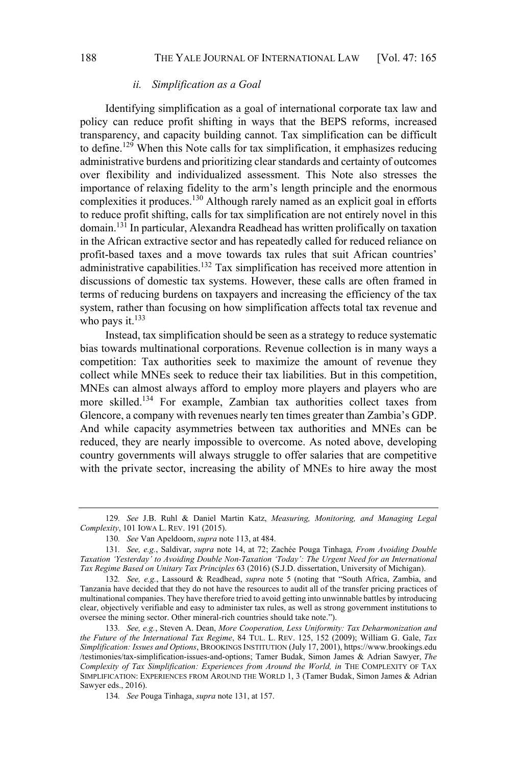#### ii. *Simplification as a Goal*

Identifying simplification as a goal of international corporate tax law and policy can reduce profit shifting in ways that the BEPS reforms, increased transparency, and capacity building cannot. Tax simplification can be difficult to define.[129] When this Note calls for tax simplification, it emphasizes reducing administrative burdens and prioritizing clear standards and certainty of outcomes over flexibility and individualized assessment. This Note also stresses the importance of relaxing fidelity to the arm's length principle and the enormous complexities it produces.[130] Although rarely named as an explicit goal in efforts to reduce profit shifting, calls for tax simplification are not entirely novel in this domain.[131] In particular, Alexandra Readhead has written prolifically on taxation in the African extractive sector and has repeatedly called for reduced reliance on profit-based taxes and a move towards tax rules that suit African countries' administrative capabilities.[132] Tax simplification has received more attention in discussions of domestic tax systems. However, these calls are often framed in terms of reducing burdens on taxpayers and increasing the efficiency of the tax system, rather than focusing on how simplification affects total tax revenue and who pays it.[133]

Instead, tax simplification should be seen as a strategy to reduce systematic bias towards multinational corporations. Revenue collection is in many ways a competition: Tax authorities seek to maximize the amount of revenue they collect while MNEs seek to reduce their tax liabilities. But in this competition, MNEs can almost always afford to employ more players and players who are more skilled.[134] For example, Zambian tax authorities collect taxes from Glencore, a company with revenues nearly ten times greater than Zambia's GDP. And while capacity asymmetries between tax authorities and MNEs can be reduced, they are nearly impossible to overcome. As noted above, developing country governments will always struggle to offer salaries that are competitive with the private sector, increasing the ability of MNEs to hire away the most

---

129. *See* J.B. Ruhl & Daniel Martin Katz, *Measuring, Monitoring, and Managing Legal Complexity*, 101 IOWA L. REV. 191 (2015).

130. *See* Van Apeldoorn, *supra* note 113, at 484.

131. *See, e.g.*, Saldivar, *supra* note 14, at 72; Zachée Pouga Tinhaga*, From Avoiding Double Taxation 'Yesterday' to Avoiding Double Non-Taxation 'Today': The Urgent Need for an International Tax Regime Based on Unitary Tax Principles* 63 (2016) (S.J.D. dissertation, University of Michigan).

132. *See, e.g.*, Lassourd & Readhead, *supra* note 5 (noting that "South Africa, Zambia, and Tanzania have decided that they do not have the resources to audit all of the transfer pricing practices of multinational companies. They have therefore tried to avoid getting into unwinnable battles by introducing clear, objectively verifiable and easy to administer tax rules, as well as strong government institutions to oversee the mining sector. Other mineral-rich countries should take note.").

133. *See, e.g.*, Steven A. Dean, *More Cooperation, Less Uniformity: Tax Deharmonization and the Future of the International Tax Regime*, 84 TUL. L. REV. 125, 152 (2009); William G. Gale, *Tax Simplification: Issues and Options*, BROOKINGS INSTITUTION (July 17, 2001), https://www.brookings.edu /testimonies/tax-simplification-issues-and-options; Tamer Budak, Simon James & Adrian Sawyer, *The Complexity of Tax Simplification: Experiences from Around the World*, *in* THE COMPLEXITY OF TAX SIMPLIFICATION: EXPERIENCES FROM AROUND THE WORLD 1, 3 (Tamer Budak, Simon James & Adrian Sawyer eds., 2016).

134. *See* Pouga Tinhaga, *supra* note 131, at 157.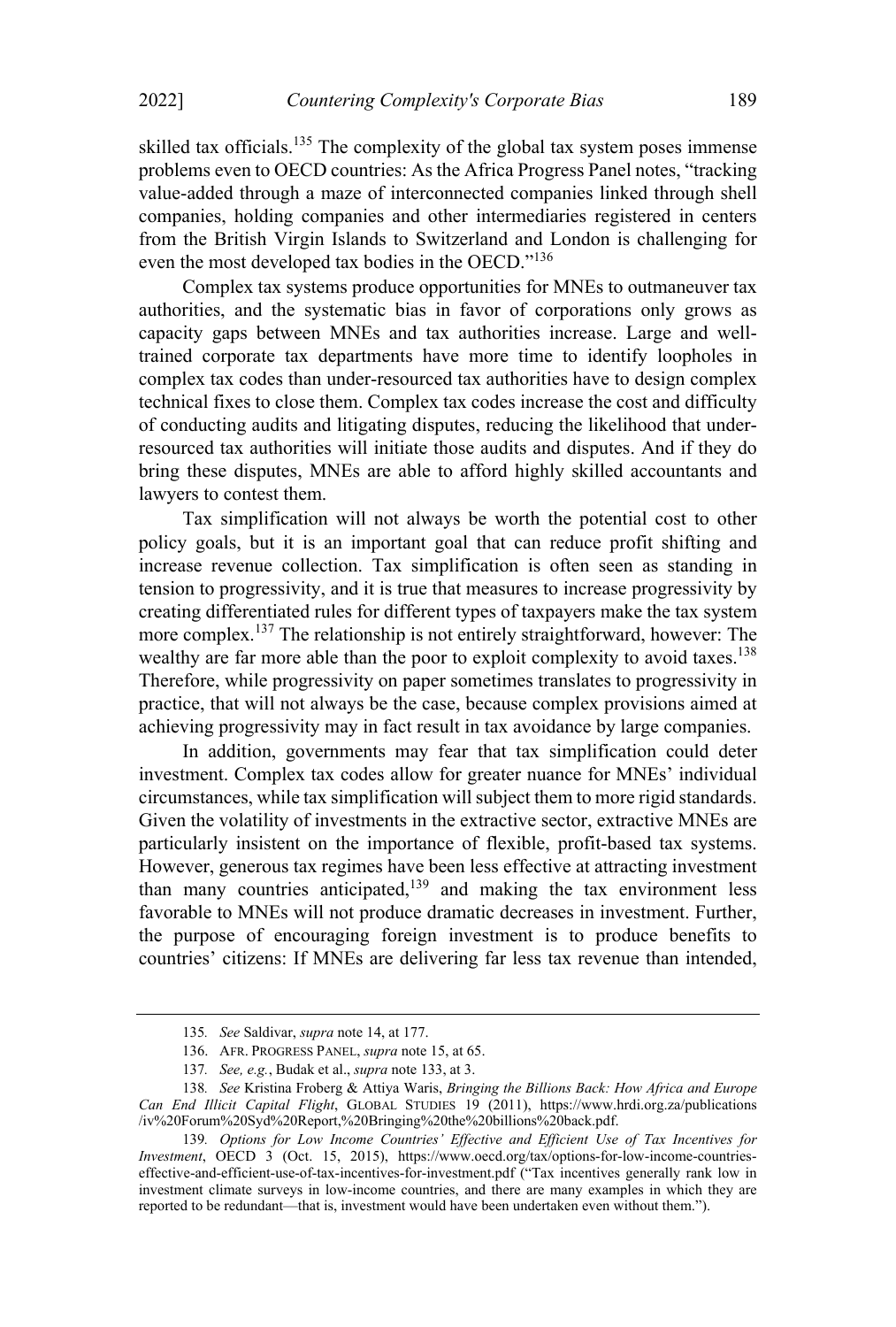skilled tax officials.[135] The complexity of the global tax system poses immense problems even to OECD countries: As the Africa Progress Panel notes, "tracking value-added through a maze of interconnected companies linked through shell companies, holding companies and other intermediaries registered in centers from the British Virgin Islands to Switzerland and London is challenging for even the most developed tax bodies in the OECD."[136]

Complex tax systems produce opportunities for MNEs to outmaneuver tax authorities, and the systematic bias in favor of corporations only grows as capacity gaps between MNEs and tax authorities increase. Large and well-trained corporate tax departments have more time to identify loopholes in complex tax codes than under-resourced tax authorities have to design complex technical fixes to close them. Complex tax codes increase the cost and difficulty of conducting audits and litigating disputes, reducing the likelihood that under-resourced tax authorities will initiate those audits and disputes. And if they do bring these disputes, MNEs are able to afford highly skilled accountants and lawyers to contest them.

Tax simplification will not always be worth the potential cost to other policy goals, but it is an important goal that can reduce profit shifting and increase revenue collection. Tax simplification is often seen as standing in tension to progressivity, and it is true that measures to increase progressivity by creating differentiated rules for different types of taxpayers make the tax system more complex.[137] The relationship is not entirely straightforward, however: The wealthy are far more able than the poor to exploit complexity to avoid taxes.[138] Therefore, while progressivity on paper sometimes translates to progressivity in practice, that will not always be the case, because complex provisions aimed at achieving progressivity may in fact result in tax avoidance by large companies.

In addition, governments may fear that tax simplification could deter investment. Complex tax codes allow for greater nuance for MNEs' individual circumstances, while tax simplification will subject them to more rigid standards. Given the volatility of investments in the extractive sector, extractive MNEs are particularly insistent on the importance of flexible, profit-based tax systems. However, generous tax regimes have been less effective at attracting investment than many countries anticipated,[139] and making the tax environment less favorable to MNEs will not produce dramatic decreases in investment. Further, the purpose of encouraging foreign investment is to produce benefits to countries' citizens: If MNEs are delivering far less tax revenue than intended,

---

135. *See* Saldivar, *supra* note 14, at 177.

136. AFR. PROGRESS PANEL, *supra* note 15, at 65.

137. *See, e.g.*, Budak et al., *supra* note 133, at 3.

138. *See* Kristina Froberg & Attiya Waris, *Bringing the Billions Back: How Africa and Europe Can End Illicit Capital Flight*, GLOBAL STUDIES 19 (2011), https://www.hrdi.org.za/publications/iv%20Forum%20Syd%20Report,%20Bringing%20the%20billions%20back.pdf.

139. *Options for Low Income Countries' Effective and Efficient Use of Tax Incentives for Investment*, OECD 3 (Oct. 15, 2015), https://www.oecd.org/tax/options-for-low-income-countries-effective-and-efficient-use-of-tax-incentives-for-investment.pdf ("Tax incentives generally rank low in investment climate surveys in low-income countries, and there are many examples in which they are reported to be redundant—that is, investment would have been undertaken even without them.").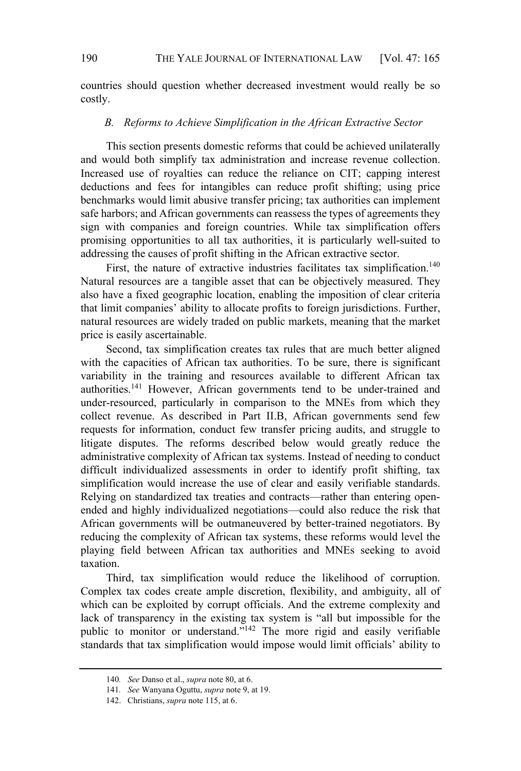countries should question whether decreased investment would really be so costly.

### *B. Reforms to Achieve Simplification in the African Extractive Sector*

This section presents domestic reforms that could be achieved unilaterally and would both simplify tax administration and increase revenue collection. Increased use of royalties can reduce the reliance on CIT; capping interest deductions and fees for intangibles can reduce profit shifting; using price benchmarks would limit abusive transfer pricing; tax authorities can implement safe harbors; and African governments can reassess the types of agreements they sign with companies and foreign countries. While tax simplification offers promising opportunities to all tax authorities, it is particularly well-suited to addressing the causes of profit shifting in the African extractive sector.

First, the nature of extractive industries facilitates tax simplification.[140] Natural resources are a tangible asset that can be objectively measured. They also have a fixed geographic location, enabling the imposition of clear criteria that limit companies' ability to allocate profits to foreign jurisdictions. Further, natural resources are widely traded on public markets, meaning that the market price is easily ascertainable.

Second, tax simplification creates tax rules that are much better aligned with the capacities of African tax authorities. To be sure, there is significant variability in the training and resources available to different African tax authorities.[141] However, African governments tend to be under-trained and under-resourced, particularly in comparison to the MNEs from which they collect revenue. As described in Part II.B, African governments send few requests for information, conduct few transfer pricing audits, and struggle to litigate disputes. The reforms described below would greatly reduce the administrative complexity of African tax systems. Instead of needing to conduct difficult individualized assessments in order to identify profit shifting, tax simplification would increase the use of clear and easily verifiable standards. Relying on standardized tax treaties and contracts—rather than entering open-ended and highly individualized negotiations—could also reduce the risk that African governments will be outmaneuvered by better-trained negotiators. By reducing the complexity of African tax systems, these reforms would level the playing field between African tax authorities and MNEs seeking to avoid taxation.

Third, tax simplification would reduce the likelihood of corruption. Complex tax codes create ample discretion, flexibility, and ambiguity, all of which can be exploited by corrupt officials. And the extreme complexity and lack of transparency in the existing tax system is "all but impossible for the public to monitor or understand."[142] The more rigid and easily verifiable standards that tax simplification would impose would limit officials' ability to

---

140. *See* Danso et al., *supra* note 80, at 6.

141. *See* Wanyana Oguttu, *supra* note 9, at 19.

142. Christians, *supra* note 115, at 6.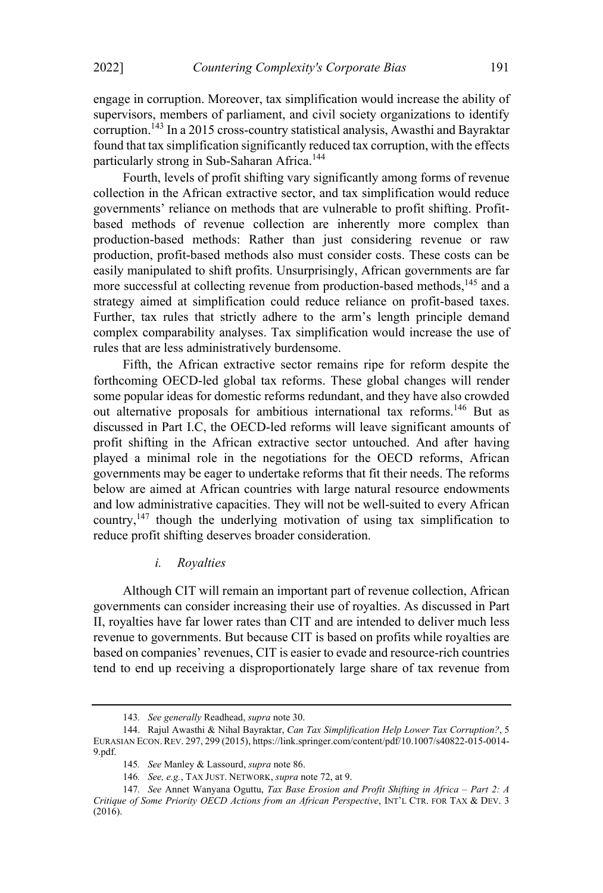engage in corruption. Moreover, tax simplification would increase the ability of supervisors, members of parliament, and civil society organizations to identify corruption.[143] In a 2015 cross-country statistical analysis, Awasthi and Bayraktar found that tax simplification significantly reduced tax corruption, with the effects particularly strong in Sub-Saharan Africa.[144]

Fourth, levels of profit shifting vary significantly among forms of revenue collection in the African extractive sector, and tax simplification would reduce governments' reliance on methods that are vulnerable to profit shifting. Profit-based methods of revenue collection are inherently more complex than production-based methods: Rather than just considering revenue or raw production, profit-based methods also must consider costs. These costs can be easily manipulated to shift profits. Unsurprisingly, African governments are far more successful at collecting revenue from production-based methods,[145] and a strategy aimed at simplification could reduce reliance on profit-based taxes. Further, tax rules that strictly adhere to the arm's length principle demand complex comparability analyses. Tax simplification would increase the use of rules that are less administratively burdensome.

Fifth, the African extractive sector remains ripe for reform despite the forthcoming OECD-led global tax reforms. These global changes will render some popular ideas for domestic reforms redundant, and they have also crowded out alternative proposals for ambitious international tax reforms.[146] But as discussed in Part I.C, the OECD-led reforms will leave significant amounts of profit shifting in the African extractive sector untouched. And after having played a minimal role in the negotiations for the OECD reforms, African governments may be eager to undertake reforms that fit their needs. The reforms below are aimed at African countries with large natural resource endowments and low administrative capacities. They will not be well-suited to every African country,[147] though the underlying motivation of using tax simplification to reduce profit shifting deserves broader consideration.

#### *i. Royalties*

Although CIT will remain an important part of revenue collection, African governments can consider increasing their use of royalties. As discussed in Part II, royalties have far lower rates than CIT and are intended to deliver much less revenue to governments. But because CIT is based on profits while royalties are based on companies' revenues, CIT is easier to evade and resource-rich countries tend to end up receiving a disproportionately large share of tax revenue from

---

143. *See generally* Readhead, *supra* note 30.

144. Rajul Awasthi & Nihal Bayraktar, *Can Tax Simplification Help Lower Tax Corruption?*, 5 EURASIAN ECON. REV. 297, 299 (2015), https://link.springer.com/content/pdf/10.1007/s40822-015-0014-9.pdf.

145. *See* Manley & Lassourd, *supra* note 86.

146. *See, e.g.*, TAX JUST. NETWORK, *supra* note 72, at 9.

147. *See* Annet Wanyana Oguttu, *Tax Base Erosion and Profit Shifting in Africa – Part 2: A Critique of Some Priority OECD Actions from an African Perspective*, INT'L CTR. FOR TAX & DEV. 3 (2016).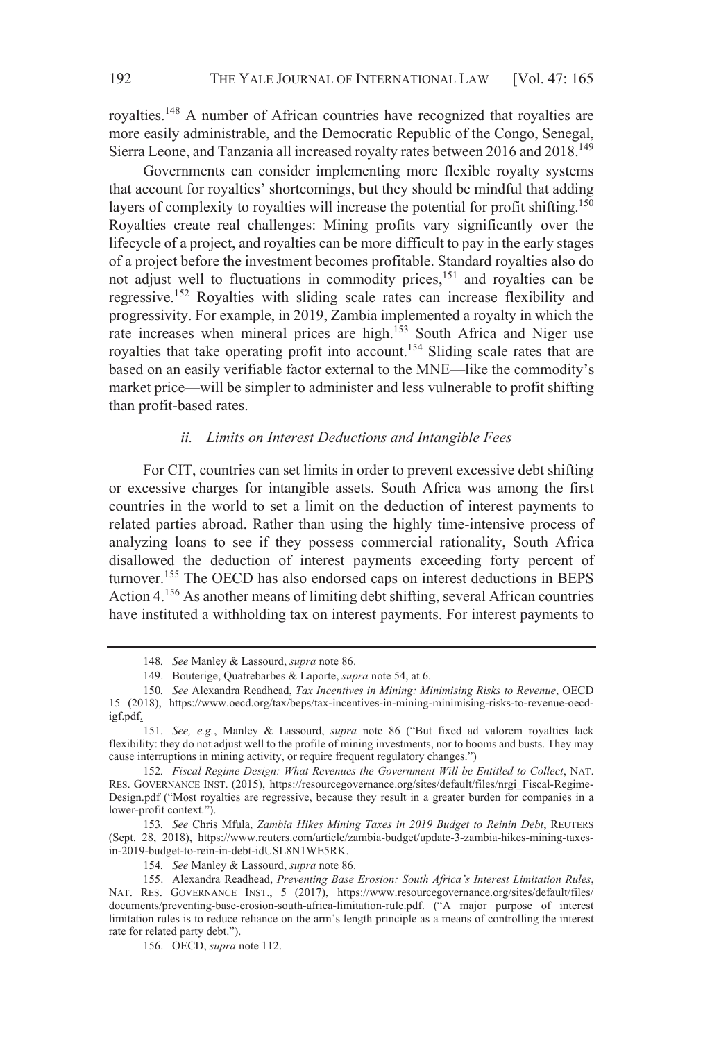royalties.[148] A number of African countries have recognized that royalties are more easily administrable, and the Democratic Republic of the Congo, Senegal, Sierra Leone, and Tanzania all increased royalty rates between 2016 and 2018.[149]

Governments can consider implementing more flexible royalty systems that account for royalties' shortcomings, but they should be mindful that adding layers of complexity to royalties will increase the potential for profit shifting.[150] Royalties create real challenges: Mining profits vary significantly over the lifecycle of a project, and royalties can be more difficult to pay in the early stages of a project before the investment becomes profitable. Standard royalties also do not adjust well to fluctuations in commodity prices,[151] and royalties can be regressive.[152] Royalties with sliding scale rates can increase flexibility and progressivity. For example, in 2019, Zambia implemented a royalty in which the rate increases when mineral prices are high.[153] South Africa and Niger use royalties that take operating profit into account.[154] Sliding scale rates that are based on an easily verifiable factor external to the MNE—like the commodity's market price—will be simpler to administer and less vulnerable to profit shifting than profit-based rates.

#### *ii. Limits on Interest Deductions and Intangible Fees*

For CIT, countries can set limits in order to prevent excessive debt shifting or excessive charges for intangible assets. South Africa was among the first countries in the world to set a limit on the deduction of interest payments to related parties abroad. Rather than using the highly time-intensive process of analyzing loans to see if they possess commercial rationality, South Africa disallowed the deduction of interest payments exceeding forty percent of turnover.[155] The OECD has also endorsed caps on interest deductions in BEPS Action 4.[156] As another means of limiting debt shifting, several African countries have instituted a withholding tax on interest payments. For interest payments to

---

148. *See* Manley & Lassourd, *supra* note 86.

149. Bouterige, Quatrebarbes & Laporte, *supra* note 54, at 6.

150. *See* Alexandra Readhead, *Tax Incentives in Mining: Minimising Risks to Revenue*, OECD 15 (2018), https://www.oecd.org/tax/beps/tax-incentives-in-mining-minimising-risks-to-revenue-oecd-igf.pdf.

151. *See, e.g.*, Manley & Lassourd, *supra* note 86 ("But fixed ad valorem royalties lack flexibility: they do not adjust well to the profile of mining investments, nor to booms and busts. They may cause interruptions in mining activity, or require frequent regulatory changes.")

152. *Fiscal Regime Design: What Revenues the Government Will be Entitled to Collect*, NAT. RES. GOVERNANCE INST. (2015), https://resourcegovernance.org/sites/default/files/nrgi_Fiscal-Regime-Design.pdf ("Most royalties are regressive, because they result in a greater burden for companies in a lower-profit context.").

153. *See* Chris Mfula, *Zambia Hikes Mining Taxes in 2019 Budget to Reinin Debt*, REUTERS (Sept. 28, 2018), https://www.reuters.com/article/zambia-budget/update-3-zambia-hikes-mining-taxes-in-2019-budget-to-rein-in-debt-idUSL8N1WE5RK.

154. *See* Manley & Lassourd, *supra* note 86.

155. Alexandra Readhead, *Preventing Base Erosion: South Africa's Interest Limitation Rules*, NAT. RES. GOVERNANCE INST., 5 (2017), https://www.resourcegovernance.org/sites/default/files/documents/preventing-base-erosion-south-africa-limitation-rule.pdf. ("A major purpose of interest limitation rules is to reduce reliance on the arm's length principle as a means of controlling the interest rate for related party debt.").

156. OECD, *supra* note 112.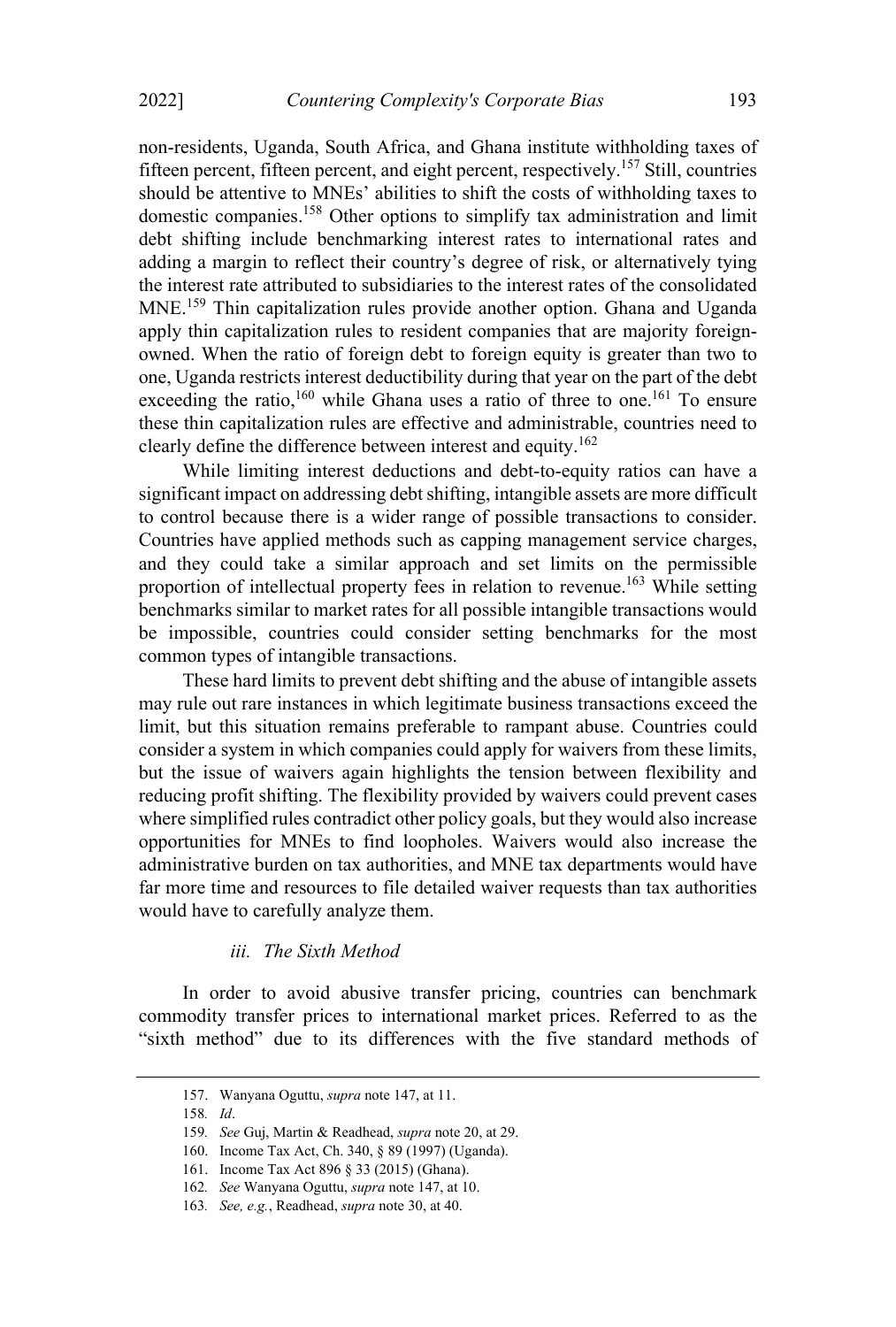non-residents, Uganda, South Africa, and Ghana institute withholding taxes of fifteen percent, fifteen percent, and eight percent, respectively.[157] Still, countries should be attentive to MNEs' abilities to shift the costs of withholding taxes to domestic companies.[158] Other options to simplify tax administration and limit debt shifting include benchmarking interest rates to international rates and adding a margin to reflect their country's degree of risk, or alternatively tying the interest rate attributed to subsidiaries to the interest rates of the consolidated MNE.[159] Thin capitalization rules provide another option. Ghana and Uganda apply thin capitalization rules to resident companies that are majority foreign-owned. When the ratio of foreign debt to foreign equity is greater than two to one, Uganda restricts interest deductibility during that year on the part of the debt exceeding the ratio,[160] while Ghana uses a ratio of three to one.[161] To ensure these thin capitalization rules are effective and administrable, countries need to clearly define the difference between interest and equity.[162]

While limiting interest deductions and debt-to-equity ratios can have a significant impact on addressing debt shifting, intangible assets are more difficult to control because there is a wider range of possible transactions to consider. Countries have applied methods such as capping management service charges, and they could take a similar approach and set limits on the permissible proportion of intellectual property fees in relation to revenue.[163] While setting benchmarks similar to market rates for all possible intangible transactions would be impossible, countries could consider setting benchmarks for the most common types of intangible transactions.

These hard limits to prevent debt shifting and the abuse of intangible assets may rule out rare instances in which legitimate business transactions exceed the limit, but this situation remains preferable to rampant abuse. Countries could consider a system in which companies could apply for waivers from these limits, but the issue of waivers again highlights the tension between flexibility and reducing profit shifting. The flexibility provided by waivers could prevent cases where simplified rules contradict other policy goals, but they would also increase opportunities for MNEs to find loopholes. Waivers would also increase the administrative burden on tax authorities, and MNE tax departments would have far more time and resources to file detailed waiver requests than tax authorities would have to carefully analyze them.

### *iii. The Sixth Method*

In order to avoid abusive transfer pricing, countries can benchmark commodity transfer prices to international market prices. Referred to as the "sixth method" due to its differences with the five standard methods of

---

157. Wanyana Oguttu, *supra* note 147, at 11.

158. *Id*.

159. *See* Guj, Martin & Readhead, *supra* note 20, at 29.

160. Income Tax Act, Ch. 340, § 89 (1997) (Uganda).

161. Income Tax Act 896 § 33 (2015) (Ghana).

162. *See* Wanyana Oguttu, *supra* note 147, at 10.

163. *See, e.g.*, Readhead, *supra* note 30, at 40.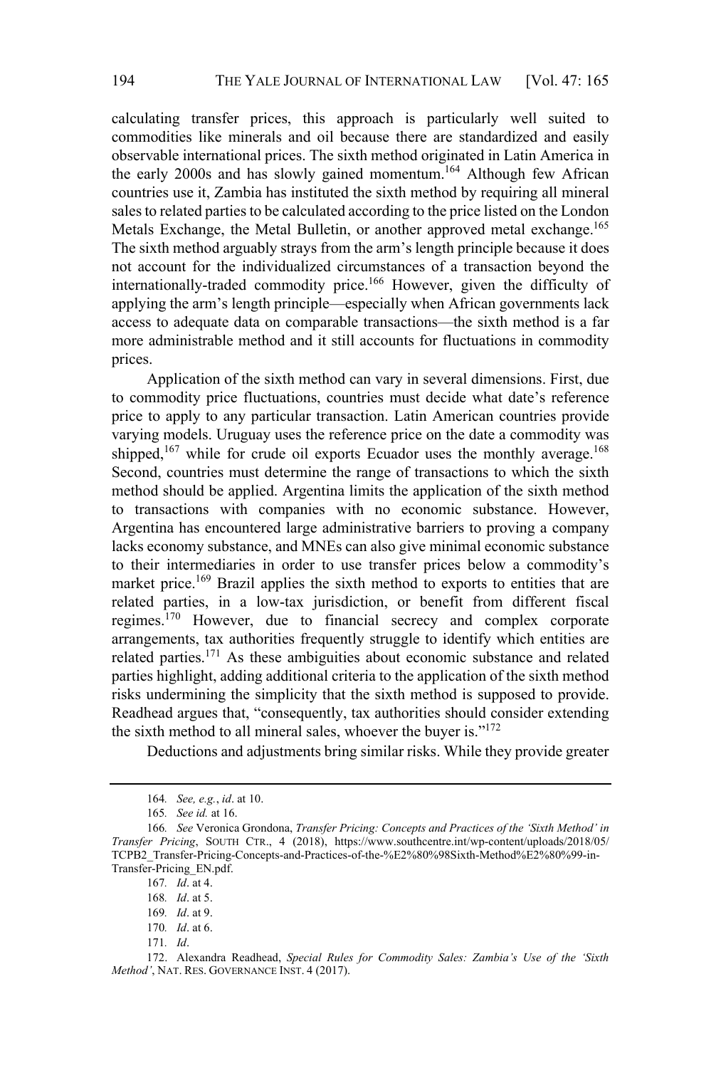calculating transfer prices, this approach is particularly well suited to commodities like minerals and oil because there are standardized and easily observable international prices. The sixth method originated in Latin America in the early 2000s and has slowly gained momentum.[164] Although few African countries use it, Zambia has instituted the sixth method by requiring all mineral sales to related parties to be calculated according to the price listed on the London Metals Exchange, the Metal Bulletin, or another approved metal exchange.[165] The sixth method arguably strays from the arm's length principle because it does not account for the individualized circumstances of a transaction beyond the internationally-traded commodity price.[166] However, given the difficulty of applying the arm's length principle—especially when African governments lack access to adequate data on comparable transactions—the sixth method is a far more administrable method and it still accounts for fluctuations in commodity prices.

Application of the sixth method can vary in several dimensions. First, due to commodity price fluctuations, countries must decide what date's reference price to apply to any particular transaction. Latin American countries provide varying models. Uruguay uses the reference price on the date a commodity was shipped,[167] while for crude oil exports Ecuador uses the monthly average.[168] Second, countries must determine the range of transactions to which the sixth method should be applied. Argentina limits the application of the sixth method to transactions with companies with no economic substance. However, Argentina has encountered large administrative barriers to proving a company lacks economy substance, and MNEs can also give minimal economic substance to their intermediaries in order to use transfer prices below a commodity's market price.[169] Brazil applies the sixth method to exports to entities that are related parties, in a low-tax jurisdiction, or benefit from different fiscal regimes.[170] However, due to financial secrecy and complex corporate arrangements, tax authorities frequently struggle to identify which entities are related parties.[171] As these ambiguities about economic substance and related parties highlight, adding additional criteria to the application of the sixth method risks undermining the simplicity that the sixth method is supposed to provide. Readhead argues that, "consequently, tax authorities should consider extending the sixth method to all mineral sales, whoever the buyer is."[172]

Deductions and adjustments bring similar risks. While they provide greater

---

164. *See, e.g.*, *id*. at 10.

165. *See id.* at 16.

166. *See* Veronica Grondona, *Transfer Pricing: Concepts and Practices of the 'Sixth Method' in Transfer Pricing*, SOUTH CTR., 4 (2018), https://www.southcentre.int/wp-content/uploads/2018/05/TCPB2_Transfer-Pricing-Concepts-and-Practices-of-the-%E2%80%98Sixth-Method%E2%80%99-in-Transfer-Pricing_EN.pdf.

167. *Id*. at 4.

168. *Id*. at 5.

169. *Id*. at 9.

170. *Id*. at 6.

171. *Id*.

172. Alexandra Readhead, *Special Rules for Commodity Sales: Zambia's Use of the 'Sixth Method'*, NAT. RES. GOVERNANCE INST. 4 (2017).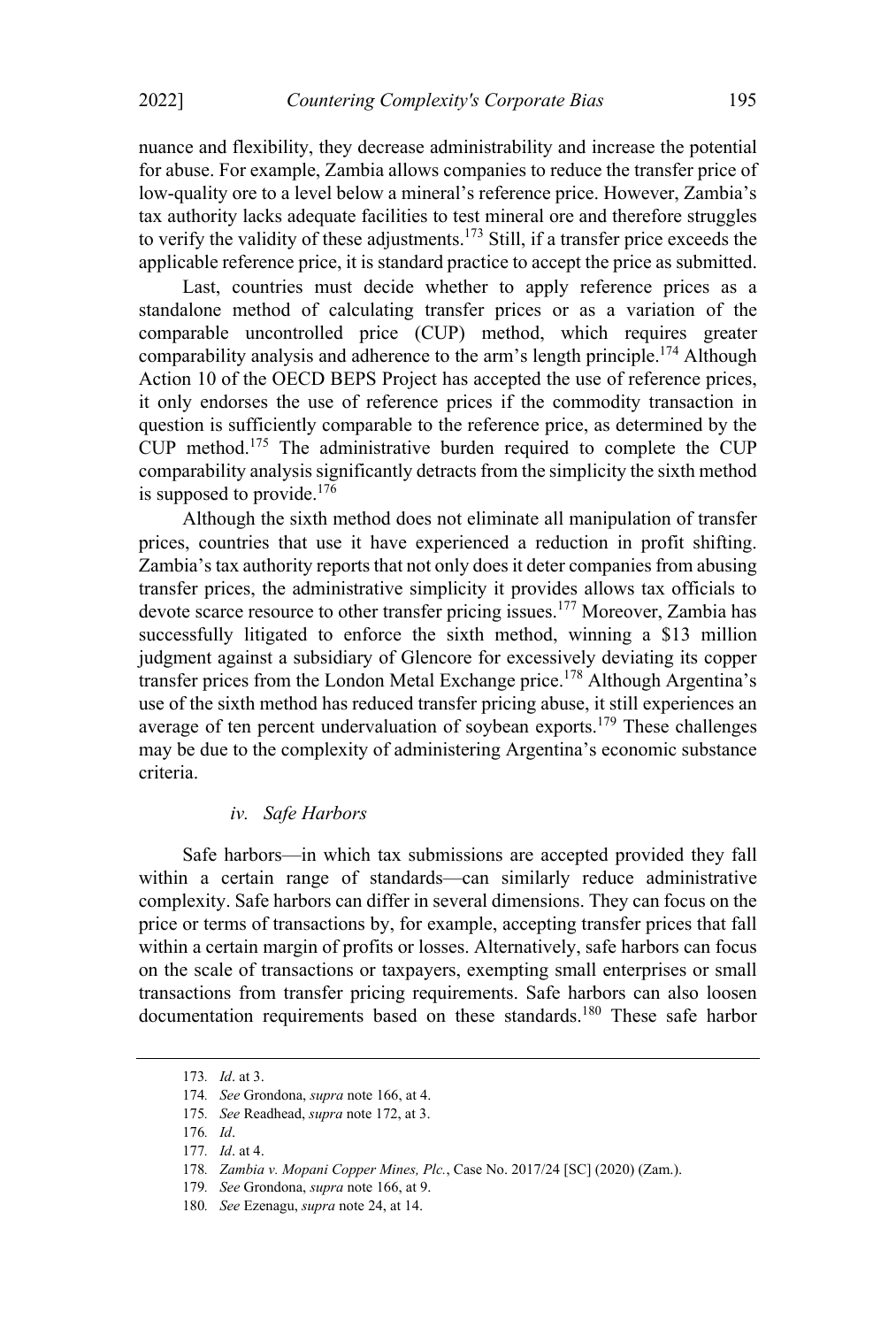nuance and flexibility, they decrease administrability and increase the potential for abuse. For example, Zambia allows companies to reduce the transfer price of low-quality ore to a level below a mineral's reference price. However, Zambia's tax authority lacks adequate facilities to test mineral ore and therefore struggles to verify the validity of these adjustments.[173] Still, if a transfer price exceeds the applicable reference price, it is standard practice to accept the price as submitted.

Last, countries must decide whether to apply reference prices as a standalone method of calculating transfer prices or as a variation of the comparable uncontrolled price (CUP) method, which requires greater comparability analysis and adherence to the arm's length principle.[174] Although Action 10 of the OECD BEPS Project has accepted the use of reference prices, it only endorses the use of reference prices if the commodity transaction in question is sufficiently comparable to the reference price, as determined by the CUP method.[175] The administrative burden required to complete the CUP comparability analysis significantly detracts from the simplicity the sixth method is supposed to provide.[176]

Although the sixth method does not eliminate all manipulation of transfer prices, countries that use it have experienced a reduction in profit shifting. Zambia's tax authority reports that not only does it deter companies from abusing transfer prices, the administrative simplicity it provides allows tax officials to devote scarce resource to other transfer pricing issues.[177] Moreover, Zambia has successfully litigated to enforce the sixth method, winning a $13 million judgment against a subsidiary of Glencore for excessively deviating its copper transfer prices from the London Metal Exchange price.[178] Although Argentina's use of the sixth method has reduced transfer pricing abuse, it still experiences an average of ten percent undervaluation of soybean exports.[179] These challenges may be due to the complexity of administering Argentina's economic substance criteria.

#### *iv. Safe Harbors*

Safe harbors—in which tax submissions are accepted provided they fall within a certain range of standards—can similarly reduce administrative complexity. Safe harbors can differ in several dimensions. They can focus on the price or terms of transactions by, for example, accepting transfer prices that fall within a certain margin of profits or losses. Alternatively, safe harbors can focus on the scale of transactions or taxpayers, exempting small enterprises or small transactions from transfer pricing requirements. Safe harbors can also loosen documentation requirements based on these standards.[180] These safe harbor

---

173. *Id*. at 3.

174. *See* Grondona, *supra* note 166, at 4.

175. *See* Readhead, *supra* note 172, at 3.

176. *Id*.

177. *Id*. at 4.

178. *Zambia v. Mopani Copper Mines, Plc.*, Case No. 2017/24 [SC] (2020) (Zam.).

179. *See* Grondona, *supra* note 166, at 9.

180. *See* Ezenagu, *supra* note 24, at 14.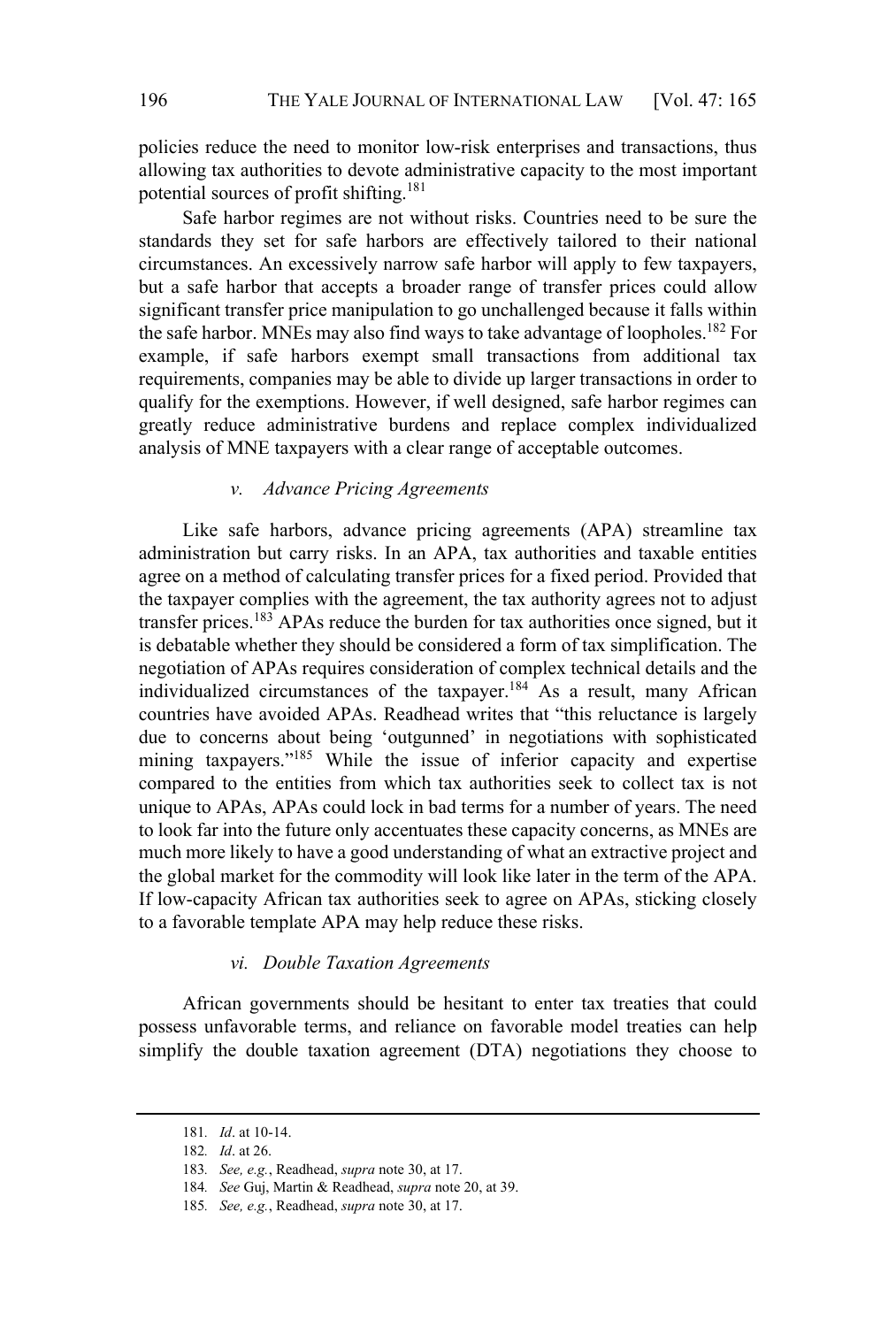policies reduce the need to monitor low-risk enterprises and transactions, thus allowing tax authorities to devote administrative capacity to the most important potential sources of profit shifting.[181]

Safe harbor regimes are not without risks. Countries need to be sure the standards they set for safe harbors are effectively tailored to their national circumstances. An excessively narrow safe harbor will apply to few taxpayers, but a safe harbor that accepts a broader range of transfer prices could allow significant transfer price manipulation to go unchallenged because it falls within the safe harbor. MNEs may also find ways to take advantage of loopholes.[182] For example, if safe harbors exempt small transactions from additional tax requirements, companies may be able to divide up larger transactions in order to qualify for the exemptions. However, if well designed, safe harbor regimes can greatly reduce administrative burdens and replace complex individualized analysis of MNE taxpayers with a clear range of acceptable outcomes.

#### *v. Advance Pricing Agreements*

Like safe harbors, advance pricing agreements (APA) streamline tax administration but carry risks. In an APA, tax authorities and taxable entities agree on a method of calculating transfer prices for a fixed period. Provided that the taxpayer complies with the agreement, the tax authority agrees not to adjust transfer prices.[183] APAs reduce the burden for tax authorities once signed, but it is debatable whether they should be considered a form of tax simplification. The negotiation of APAs requires consideration of complex technical details and the individualized circumstances of the taxpayer.[184] As a result, many African countries have avoided APAs. Readhead writes that "this reluctance is largely due to concerns about being 'outgunned' in negotiations with sophisticated mining taxpayers."[185] While the issue of inferior capacity and expertise compared to the entities from which tax authorities seek to collect tax is not unique to APAs, APAs could lock in bad terms for a number of years. The need to look far into the future only accentuates these capacity concerns, as MNEs are much more likely to have a good understanding of what an extractive project and the global market for the commodity will look like later in the term of the APA. If low-capacity African tax authorities seek to agree on APAs, sticking closely to a favorable template APA may help reduce these risks.

#### *vi. Double Taxation Agreements*

African governments should be hesitant to enter tax treaties that could possess unfavorable terms, and reliance on favorable model treaties can help simplify the double taxation agreement (DTA) negotiations they choose to

---

181. *Id*. at 10-14.

182. *Id*. at 26.

183. *See, e.g.*, Readhead, *supra* note 30, at 17.

184. *See* Guj, Martin & Readhead, *supra* note 20, at 39.

185. *See, e.g.*, Readhead, *supra* note 30, at 17.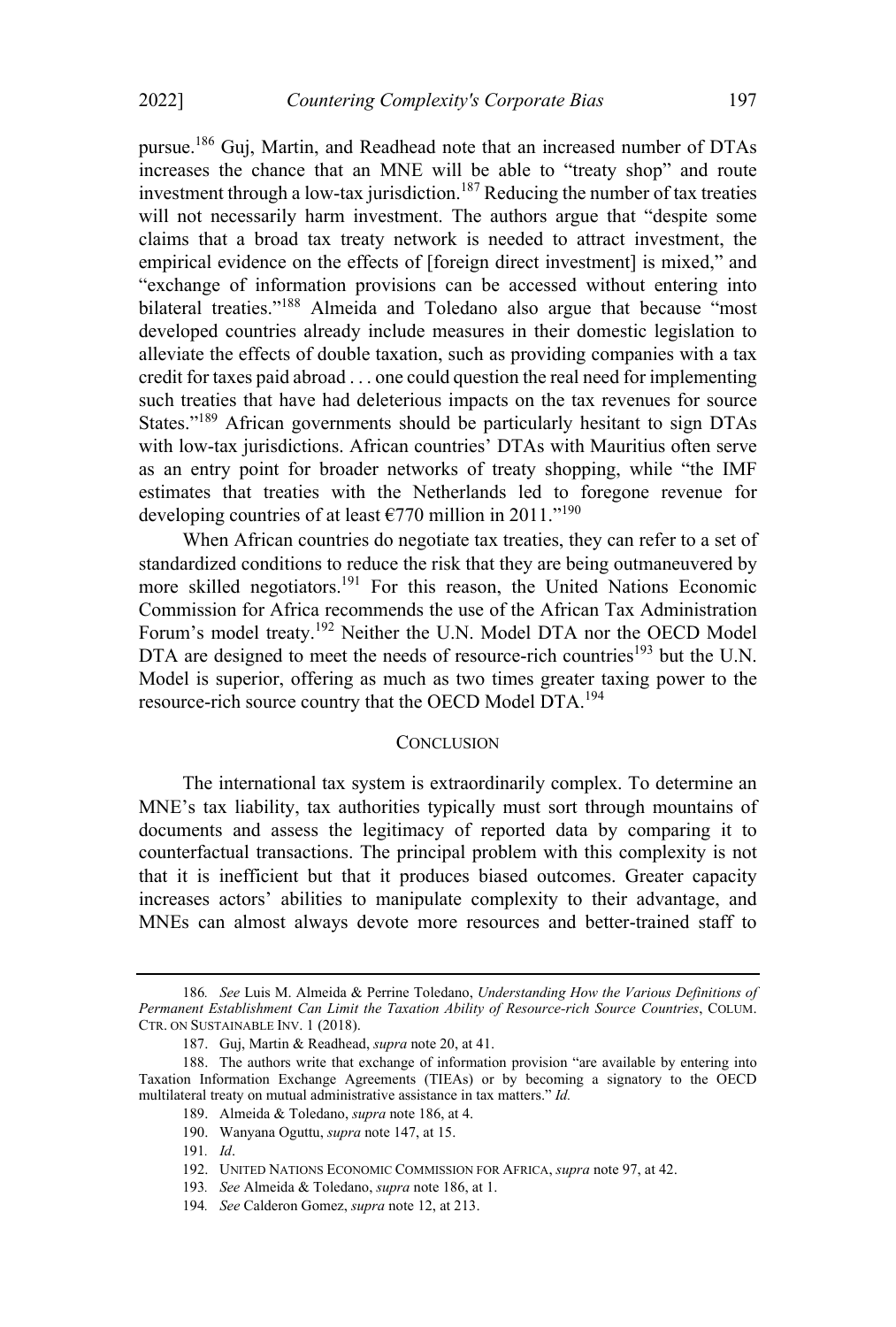pursue.[186] Guj, Martin, and Readhead note that an increased number of DTAs increases the chance that an MNE will be able to "treaty shop" and route investment through a low-tax jurisdiction.[187] Reducing the number of tax treaties will not necessarily harm investment. The authors argue that "despite some claims that a broad tax treaty network is needed to attract investment, the empirical evidence on the effects of [foreign direct investment] is mixed," and "exchange of information provisions can be accessed without entering into bilateral treaties."[188] Almeida and Toledano also argue that because "most developed countries already include measures in their domestic legislation to alleviate the effects of double taxation, such as providing companies with a tax credit for taxes paid abroad . . . one could question the real need for implementing such treaties that have had deleterious impacts on the tax revenues for source States."[189] African governments should be particularly hesitant to sign DTAs with low-tax jurisdictions. African countries' DTAs with Mauritius often serve as an entry point for broader networks of treaty shopping, while "the IMF estimates that treaties with the Netherlands led to foregone revenue for developing countries of at least €770 million in 2011."[190]

When African countries do negotiate tax treaties, they can refer to a set of standardized conditions to reduce the risk that they are being outmaneuvered by more skilled negotiators.[191] For this reason, the United Nations Economic Commission for Africa recommends the use of the African Tax Administration Forum's model treaty.[192] Neither the U.N. Model DTA nor the OECD Model DTA are designed to meet the needs of resource-rich countries[193] but the U.N. Model is superior, offering as much as two times greater taxing power to the resource-rich source country that the OECD Model DTA.[194]

## CONCLUSION

The international tax system is extraordinarily complex. To determine an MNE's tax liability, tax authorities typically must sort through mountains of documents and assess the legitimacy of reported data by comparing it to counterfactual transactions. The principal problem with this complexity is not that it is inefficient but that it produces biased outcomes. Greater capacity increases actors' abilities to manipulate complexity to their advantage, and MNEs can almost always devote more resources and better-trained staff to

---

186. *See* Luis M. Almeida & Perrine Toledano, *Understanding How the Various Definitions of Permanent Establishment Can Limit the Taxation Ability of Resource-rich Source Countries*, COLUM. CTR. ON SUSTAINABLE INV. 1 (2018).

187. Guj, Martin & Readhead, *supra* note 20, at 41.

188. The authors write that exchange of information provision "are available by entering into Taxation Information Exchange Agreements (TIEAs) or by becoming a signatory to the OECD multilateral treaty on mutual administrative assistance in tax matters." *Id.*

189. Almeida & Toledano, *supra* note 186, at 4.

190. Wanyana Oguttu, *supra* note 147, at 15.

191. *Id*.

192. UNITED NATIONS ECONOMIC COMMISSION FOR AFRICA, *supra* note 97, at 42.

193. *See* Almeida & Toledano, *supra* note 186, at 1.

194. *See* Calderon Gomez, *supra* note 12, at 213.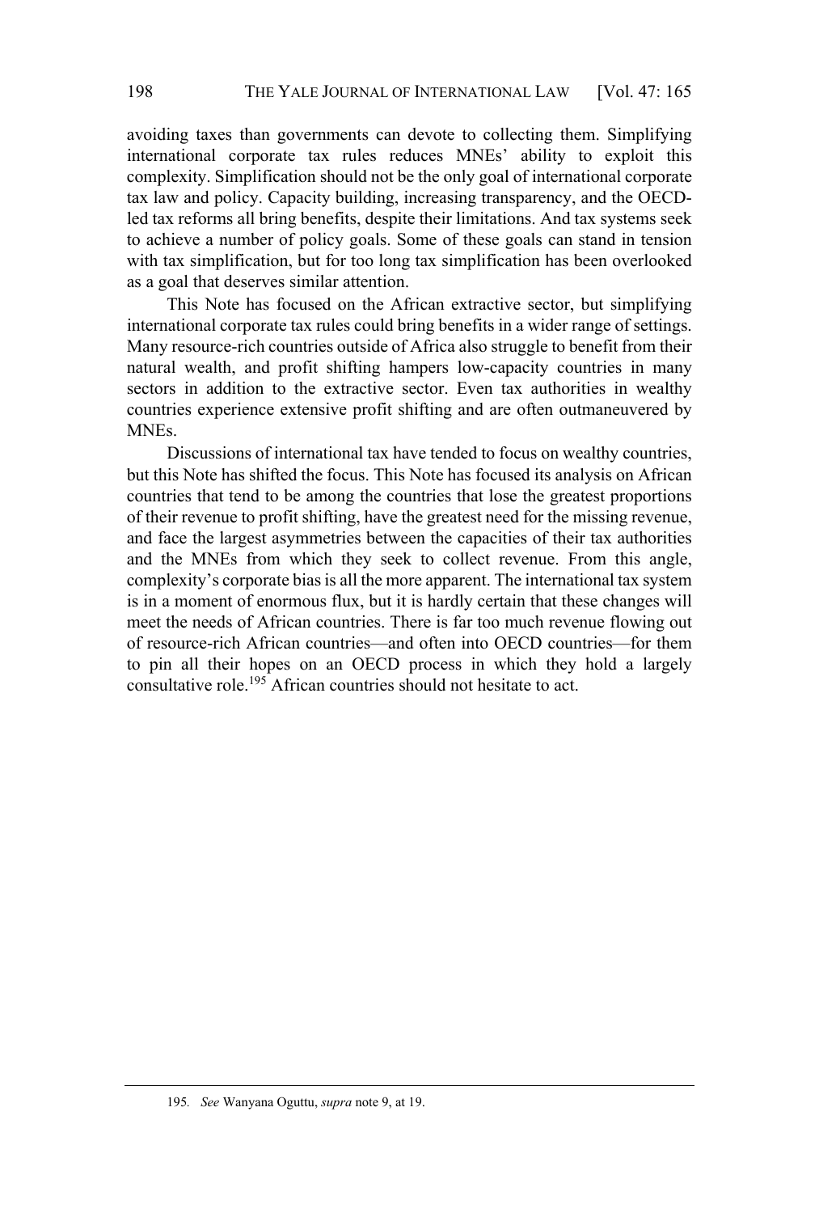avoiding taxes than governments can devote to collecting them. Simplifying international corporate tax rules reduces MNEs' ability to exploit this complexity. Simplification should not be the only goal of international corporate tax law and policy. Capacity building, increasing transparency, and the OECD-led tax reforms all bring benefits, despite their limitations. And tax systems seek to achieve a number of policy goals. Some of these goals can stand in tension with tax simplification, but for too long tax simplification has been overlooked as a goal that deserves similar attention.

This Note has focused on the African extractive sector, but simplifying international corporate tax rules could bring benefits in a wider range of settings. Many resource-rich countries outside of Africa also struggle to benefit from their natural wealth, and profit shifting hampers low-capacity countries in many sectors in addition to the extractive sector. Even tax authorities in wealthy countries experience extensive profit shifting and are often outmaneuvered by MNEs.

Discussions of international tax have tended to focus on wealthy countries, but this Note has shifted the focus. This Note has focused its analysis on African countries that tend to be among the countries that lose the greatest proportions of their revenue to profit shifting, have the greatest need for the missing revenue, and face the largest asymmetries between the capacities of their tax authorities and the MNEs from which they seek to collect revenue. From this angle, complexity's corporate bias is all the more apparent. The international tax system is in a moment of enormous flux, but it is hardly certain that these changes will meet the needs of African countries. There is far too much revenue flowing out of resource-rich African countries—and often into OECD countries—for them to pin all their hopes on an OECD process in which they hold a largely consultative role.[195] African countries should not hesitate to act.

---

195. *See* Wanyana Oguttu, *supra* note 9, at 19.